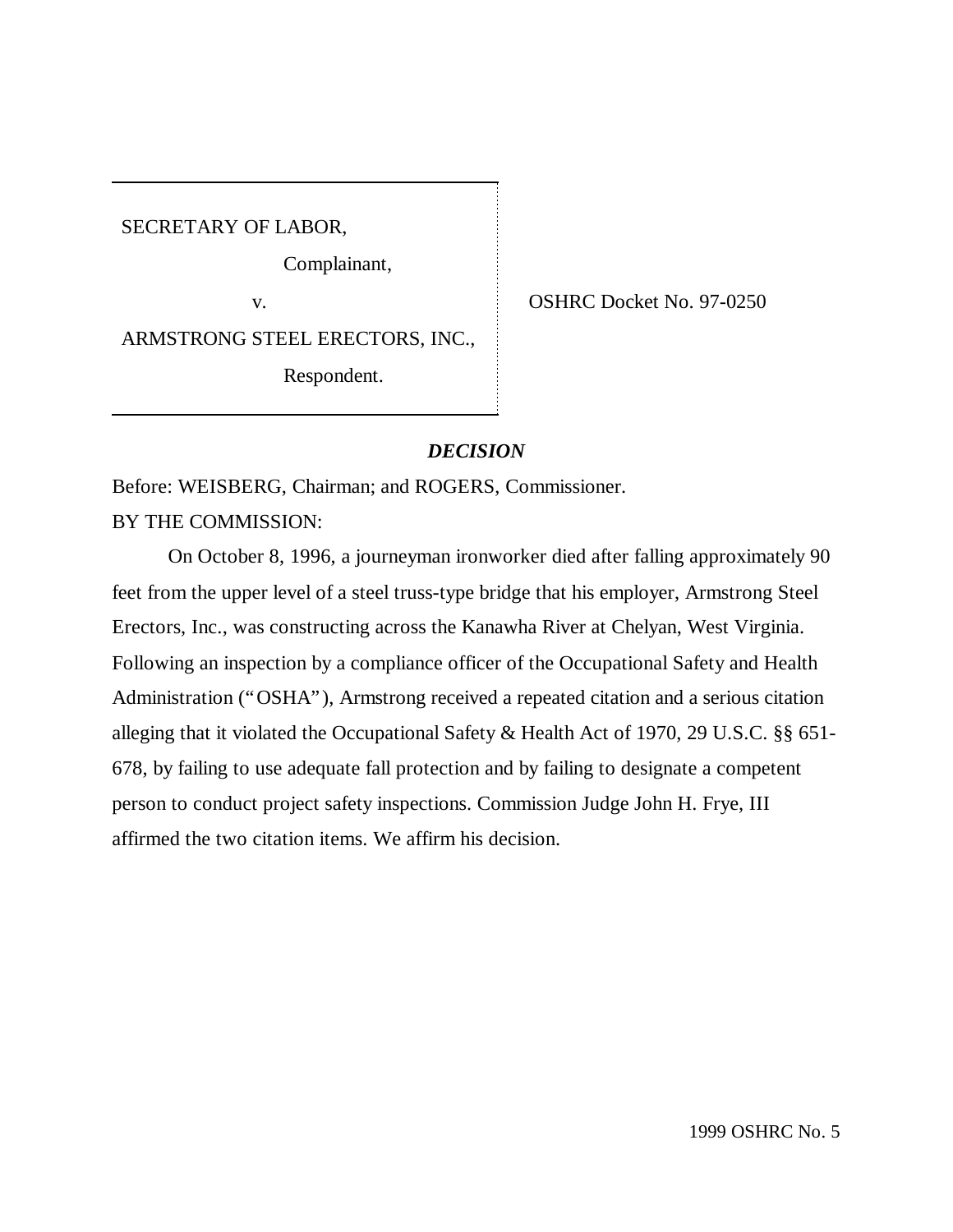SECRETARY OF LABOR,

Complainant,

v.

ARMSTRONG STEEL ERECTORS, INC.,

Respondent.

OSHRC Docket No. 97-0250

## *DECISION*

Before: WEISBERG, Chairman; and ROGERS, Commissioner.

BY THE COMMISSION:

On October 8, 1996, a journeyman ironworker died after falling approximately 90 feet from the upper level of a steel truss-type bridge that his employer, Armstrong Steel Erectors, Inc., was constructing across the Kanawha River at Chelyan, West Virginia. Following an inspection by a compliance officer of the Occupational Safety and Health Administration ("OSHA"), Armstrong received a repeated citation and a serious citation alleging that it violated the Occupational Safety & Health Act of 1970, 29 U.S.C. §§ 651-678, by failing to use adequate fall protection and by failing to designate a competent person to conduct project safety inspections. Commission Judge John H. Frye, III affirmed the two citation items. We affirm his decision.

1999 OSHRC No. 5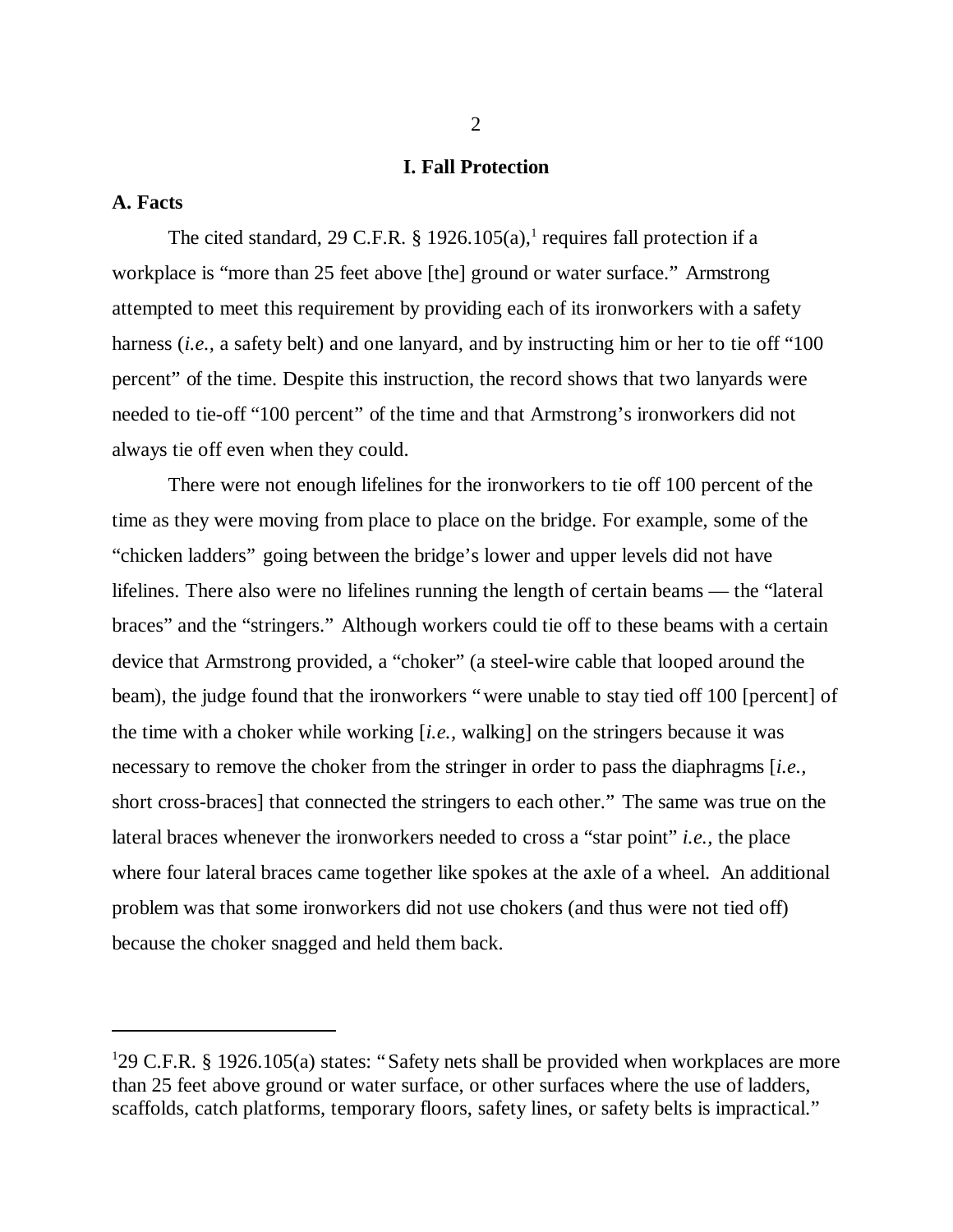## I. Fall Protection

### A. Facts

The cited standard, 29 C.F.R. § 1926.105(a),[1] requires fall protection if a workplace is "more than 25 feet above [the] ground or water surface." Armstrong attempted to meet this requirement by providing each of its ironworkers with a safety harness (*i.e.*, a safety belt) and one lanyard, and by instructing him or her to tie off "100 percent" of the time. Despite this instruction, the record shows that two lanyards were needed to tie-off "100 percent" of the time and that Armstrong's ironworkers did not always tie off even when they could.

There were not enough lifelines for the ironworkers to tie off 100 percent of the time as they were moving from place to place on the bridge. For example, some of the "chicken ladders" going between the bridge's lower and upper levels did not have lifelines. There also were no lifelines running the length of certain beams — the "lateral braces" and the "stringers." Although workers could tie off to these beams with a certain device that Armstrong provided, a "choker" (a steel-wire cable that looped around the beam), the judge found that the ironworkers "were unable to stay tied off 100 [percent] of the time with a choker while working [*i.e.*, walking] on the stringers because it was necessary to remove the choker from the stringer in order to pass the diaphragms [*i.e.*, short cross-braces] that connected the stringers to each other." The same was true on the lateral braces whenever the ironworkers needed to cross a "star point" *i.e.*, the place where four lateral braces came together like spokes at the axle of a wheel. An additional problem was that some ironworkers did not use chokers (and thus were not tied off) because the choker snagged and held them back.

---

[1] 29 C.F.R. § 1926.105(a) states: "Safety nets shall be provided when workplaces are more than 25 feet above ground or water surface, or other surfaces where the use of ladders, scaffolds, catch platforms, temporary floors, safety lines, or safety belts is impractical."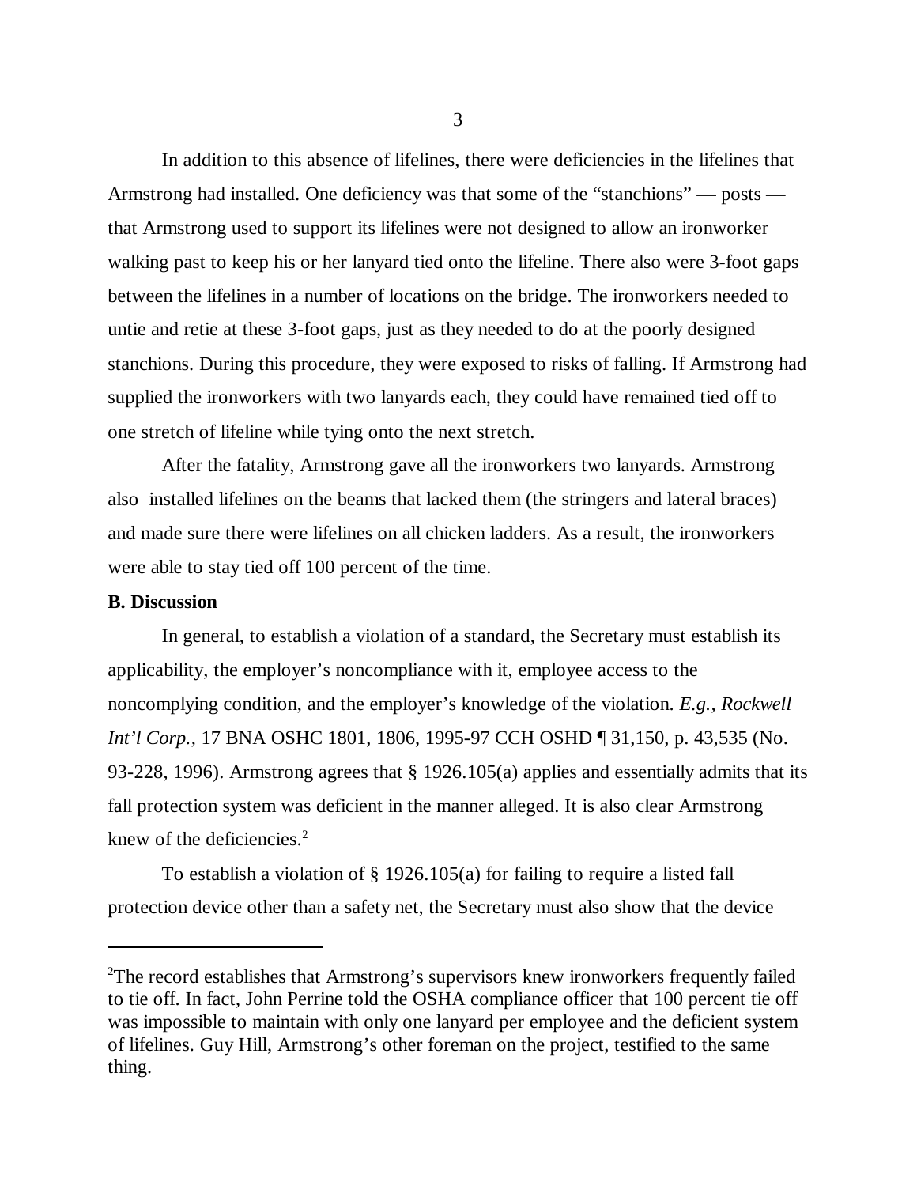In addition to this absence of lifelines, there were deficiencies in the lifelines that Armstrong had installed. One deficiency was that some of the "stanchions" — posts — that Armstrong used to support its lifelines were not designed to allow an ironworker walking past to keep his or her lanyard tied onto the lifeline. There also were 3-foot gaps between the lifelines in a number of locations on the bridge. The ironworkers needed to untie and retie at these 3-foot gaps, just as they needed to do at the poorly designed stanchions. During this procedure, they were exposed to risks of falling. If Armstrong had supplied the ironworkers with two lanyards each, they could have remained tied off to one stretch of lifeline while tying onto the next stretch.

After the fatality, Armstrong gave all the ironworkers two lanyards. Armstrong also installed lifelines on the beams that lacked them (the stringers and lateral braces) and made sure there were lifelines on all chicken ladders. As a result, the ironworkers were able to stay tied off 100 percent of the time.

**B. Discussion**

In general, to establish a violation of a standard, the Secretary must establish its applicability, the employer's noncompliance with it, employee access to the noncomplying condition, and the employer's knowledge of the violation. *E.g., Rockwell Int'l Corp.,* 17 BNA OSHC 1801, 1806, 1995-97 CCH OSHD ¶ 31,150, p. 43,535 (No. 93-228, 1996). Armstrong agrees that § 1926.105(a) applies and essentially admits that its fall protection system was deficient in the manner alleged. It is also clear Armstrong knew of the deficiencies.[2]

To establish a violation of § 1926.105(a) for failing to require a listed fall protection device other than a safety net, the Secretary must also show that the device

---

[2]The record establishes that Armstrong's supervisors knew ironworkers frequently failed to tie off. In fact, John Perrine told the OSHA compliance officer that 100 percent tie off was impossible to maintain with only one lanyard per employee and the deficient system of lifelines. Guy Hill, Armstrong's other foreman on the project, testified to the same thing.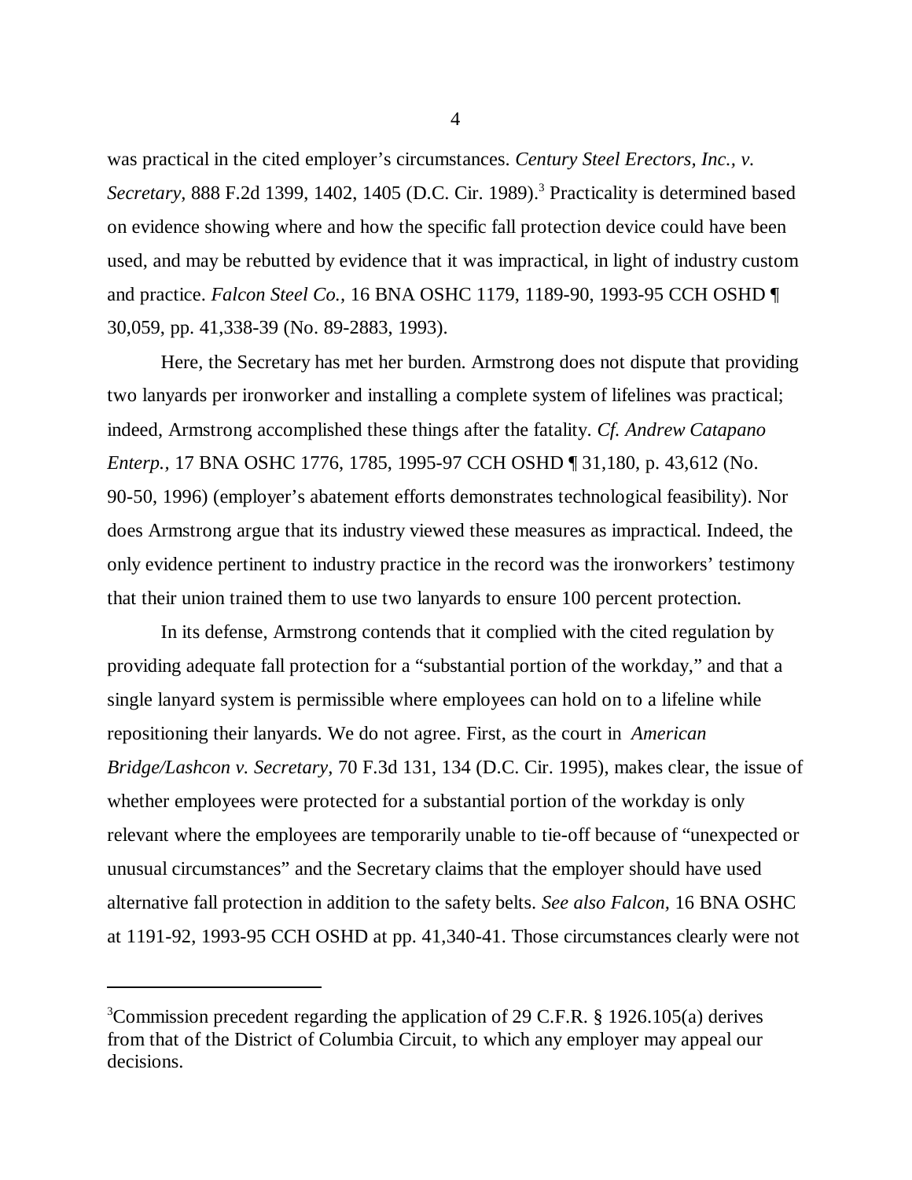was practical in the cited employer's circumstances. *Century Steel Erectors, Inc., v. Secretary,* 888 F.2d 1399, 1402, 1405 (D.C. Cir. 1989).[3] Practicality is determined based on evidence showing where and how the specific fall protection device could have been used, and may be rebutted by evidence that it was impractical, in light of industry custom and practice. *Falcon Steel Co.,* 16 BNA OSHC 1179, 1189-90, 1993-95 CCH OSHD ¶ 30,059, pp. 41,338-39 (No. 89-2883, 1993).

Here, the Secretary has met her burden. Armstrong does not dispute that providing two lanyards per ironworker and installing a complete system of lifelines was practical; indeed, Armstrong accomplished these things after the fatality. *Cf. Andrew Catapano Enterp.,* 17 BNA OSHC 1776, 1785, 1995-97 CCH OSHD ¶ 31,180, p. 43,612 (No. 90-50, 1996) (employer's abatement efforts demonstrates technological feasibility). Nor does Armstrong argue that its industry viewed these measures as impractical. Indeed, the only evidence pertinent to industry practice in the record was the ironworkers' testimony that their union trained them to use two lanyards to ensure 100 percent protection.

In its defense, Armstrong contends that it complied with the cited regulation by providing adequate fall protection for a "substantial portion of the workday," and that a single lanyard system is permissible where employees can hold on to a lifeline while repositioning their lanyards. We do not agree. First, as the court in *American Bridge/Lashcon v. Secretary,* 70 F.3d 131, 134 (D.C. Cir. 1995), makes clear, the issue of whether employees were protected for a substantial portion of the workday is only relevant where the employees are temporarily unable to tie-off because of "unexpected or unusual circumstances" and the Secretary claims that the employer should have used alternative fall protection in addition to the safety belts. *See also Falcon,* 16 BNA OSHC at 1191-92, 1993-95 CCH OSHD at pp. 41,340-41. Those circumstances clearly were not

[3] Commission precedent regarding the application of 29 C.F.R. § 1926.105(a) derives from that of the District of Columbia Circuit, to which any employer may appeal our decisions.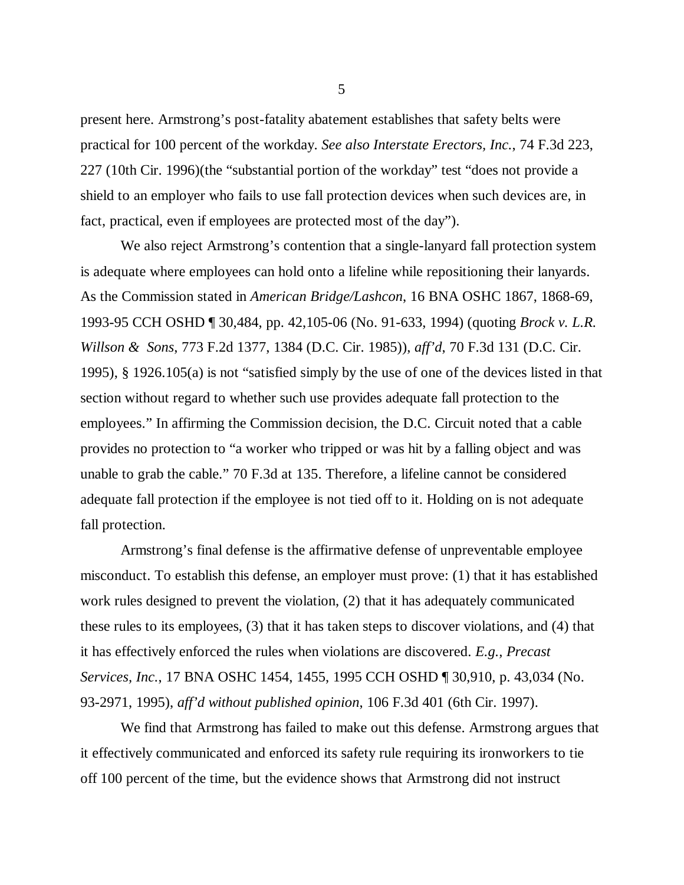present here. Armstrong's post-fatality abatement establishes that safety belts were practical for 100 percent of the workday. *See also Interstate Erectors, Inc.*, 74 F.3d 223, 227 (10th Cir. 1996)(the "substantial portion of the workday" test "does not provide a shield to an employer who fails to use fall protection devices when such devices are, in fact, practical, even if employees are protected most of the day").

We also reject Armstrong's contention that a single-lanyard fall protection system is adequate where employees can hold onto a lifeline while repositioning their lanyards. As the Commission stated in *American Bridge/Lashcon*, 16 BNA OSHC 1867, 1868-69, 1993-95 CCH OSHD ¶ 30,484, pp. 42,105-06 (No. 91-633, 1994) (quoting *Brock v. L.R. Willson & Sons*, 773 F.2d 1377, 1384 (D.C. Cir. 1985)), *aff'd*, 70 F.3d 131 (D.C. Cir. 1995), § 1926.105(a) is not "satisfied simply by the use of one of the devices listed in that section without regard to whether such use provides adequate fall protection to the employees." In affirming the Commission decision, the D.C. Circuit noted that a cable provides no protection to "a worker who tripped or was hit by a falling object and was unable to grab the cable." 70 F.3d at 135. Therefore, a lifeline cannot be considered adequate fall protection if the employee is not tied off to it. Holding on is not adequate fall protection.

Armstrong's final defense is the affirmative defense of unpreventable employee misconduct. To establish this defense, an employer must prove: (1) that it has established work rules designed to prevent the violation, (2) that it has adequately communicated these rules to its employees, (3) that it has taken steps to discover violations, and (4) that it has effectively enforced the rules when violations are discovered. *E.g., Precast Services, Inc.*, 17 BNA OSHC 1454, 1455, 1995 CCH OSHD ¶ 30,910, p. 43,034 (No. 93-2971, 1995), *aff'd without published opinion*, 106 F.3d 401 (6th Cir. 1997).

We find that Armstrong has failed to make out this defense. Armstrong argues that it effectively communicated and enforced its safety rule requiring its ironworkers to tie off 100 percent of the time, but the evidence shows that Armstrong did not instruct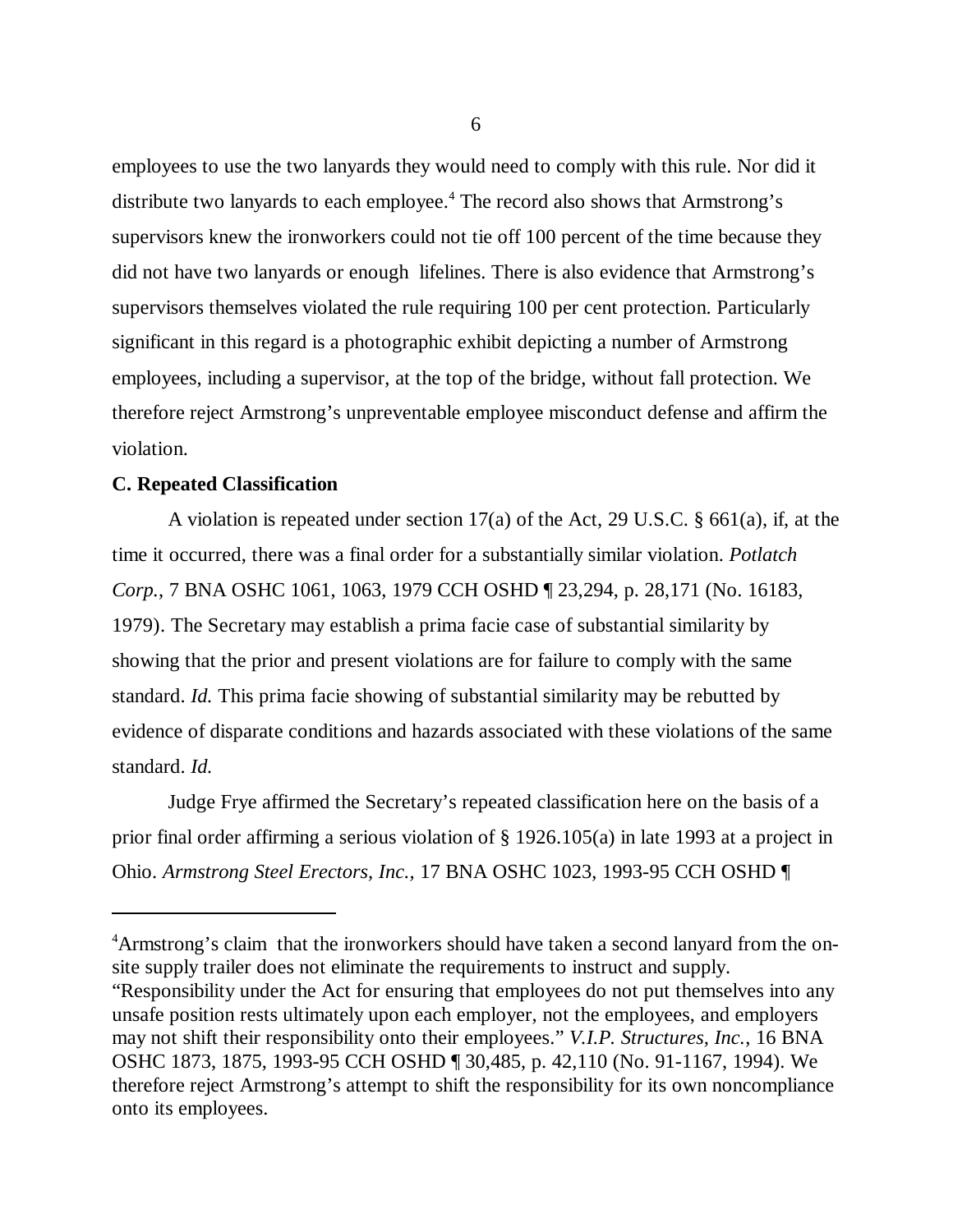employees to use the two lanyards they would need to comply with this rule. Nor did it distribute two lanyards to each employee.[4] The record also shows that Armstrong's supervisors knew the ironworkers could not tie off 100 percent of the time because they did not have two lanyards or enough lifelines. There is also evidence that Armstrong's supervisors themselves violated the rule requiring 100 per cent protection. Particularly significant in this regard is a photographic exhibit depicting a number of Armstrong employees, including a supervisor, at the top of the bridge, without fall protection. We therefore reject Armstrong's unpreventable employee misconduct defense and affirm the violation.

**C. Repeated Classification**

A violation is repeated under section 17(a) of the Act, 29 U.S.C. § 661(a), if, at the time it occurred, there was a final order for a substantially similar violation. *Potlatch Corp.*, 7 BNA OSHC 1061, 1063, 1979 CCH OSHD ¶ 23,294, p. 28,171 (No. 16183, 1979). The Secretary may establish a prima facie case of substantial similarity by showing that the prior and present violations are for failure to comply with the same standard. *Id.* This prima facie showing of substantial similarity may be rebutted by evidence of disparate conditions and hazards associated with these violations of the same standard. *Id.*

Judge Frye affirmed the Secretary's repeated classification here on the basis of a prior final order affirming a serious violation of § 1926.105(a) in late 1993 at a project in Ohio. *Armstrong Steel Erectors, Inc.*, 17 BNA OSHC 1023, 1993-95 CCH OSHD ¶

---

[4]Armstrong's claim that the ironworkers should have taken a second lanyard from the on-site supply trailer does not eliminate the requirements to instruct and supply. "Responsibility under the Act for ensuring that employees do not put themselves into any unsafe position rests ultimately upon each employer, not the employees, and employers may not shift their responsibility onto their employees." *V.I.P. Structures, Inc.*, 16 BNA OSHC 1873, 1875, 1993-95 CCH OSHD ¶ 30,485, p. 42,110 (No. 91-1167, 1994). We therefore reject Armstrong's attempt to shift the responsibility for its own noncompliance onto its employees.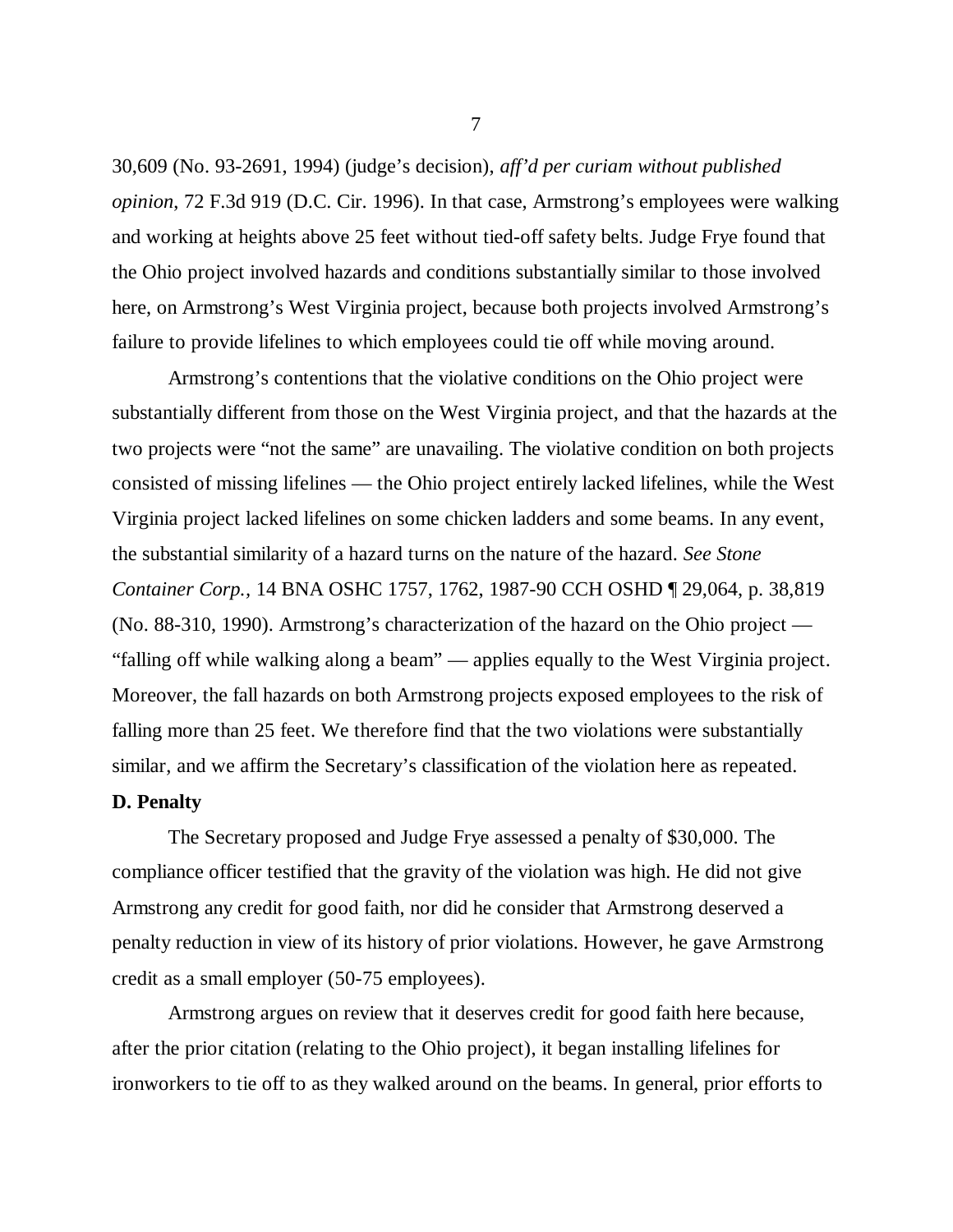30,609 (No. 93-2691, 1994) (judge's decision), *aff'd per curiam without published opinion*, 72 F.3d 919 (D.C. Cir. 1996). In that case, Armstrong's employees were walking and working at heights above 25 feet without tied-off safety belts. Judge Frye found that the Ohio project involved hazards and conditions substantially similar to those involved here, on Armstrong's West Virginia project, because both projects involved Armstrong's failure to provide lifelines to which employees could tie off while moving around.

Armstrong's contentions that the violative conditions on the Ohio project were substantially different from those on the West Virginia project, and that the hazards at the two projects were "not the same" are unavailing. The violative condition on both projects consisted of missing lifelines — the Ohio project entirely lacked lifelines, while the West Virginia project lacked lifelines on some chicken ladders and some beams. In any event, the substantial similarity of a hazard turns on the nature of the hazard. *See Stone Container Corp.*, 14 BNA OSHC 1757, 1762, 1987-90 CCH OSHD ¶ 29,064, p. 38,819 (No. 88-310, 1990). Armstrong's characterization of the hazard on the Ohio project — "falling off while walking along a beam" — applies equally to the West Virginia project. Moreover, the fall hazards on both Armstrong projects exposed employees to the risk of falling more than 25 feet. We therefore find that the two violations were substantially similar, and we affirm the Secretary's classification of the violation here as repeated.

**D. Penalty**

The Secretary proposed and Judge Frye assessed a penalty of $30,000. The compliance officer testified that the gravity of the violation was high. He did not give Armstrong any credit for good faith, nor did he consider that Armstrong deserved a penalty reduction in view of its history of prior violations. However, he gave Armstrong credit as a small employer (50-75 employees).

Armstrong argues on review that it deserves credit for good faith here because, after the prior citation (relating to the Ohio project), it began installing lifelines for ironworkers to tie off to as they walked around on the beams. In general, prior efforts to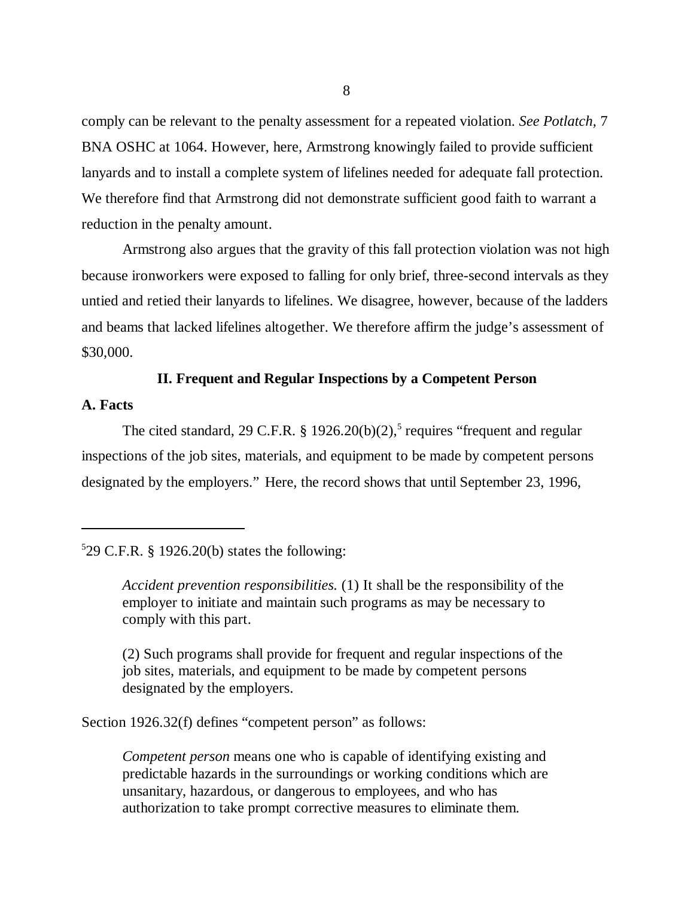comply can be relevant to the penalty assessment for a repeated violation. *See Potlatch*, 7 BNA OSHC at 1064. However, here, Armstrong knowingly failed to provide sufficient lanyards and to install a complete system of lifelines needed for adequate fall protection. We therefore find that Armstrong did not demonstrate sufficient good faith to warrant a reduction in the penalty amount.

Armstrong also argues that the gravity of this fall protection violation was not high because ironworkers were exposed to falling for only brief, three-second intervals as they untied and retied their lanyards to lifelines. We disagree, however, because of the ladders and beams that lacked lifelines altogether. We therefore affirm the judge's assessment of $30,000.

## II. Frequent and Regular Inspections by a Competent Person

### A. Facts

The cited standard, 29 C.F.R. § 1926.20(b)(2),[5] requires "frequent and regular inspections of the job sites, materials, and equipment to be made by competent persons designated by the employers." Here, the record shows that until September 23, 1996,

---

[5] 29 C.F.R. § 1926.20(b) states the following:

> *Accident prevention responsibilities.* (1) It shall be the responsibility of the employer to initiate and maintain such programs as may be necessary to comply with this part.
>
> (2) Such programs shall provide for frequent and regular inspections of the job sites, materials, and equipment to be made by competent persons designated by the employers.

Section 1926.32(f) defines "competent person" as follows:

> *Competent person* means one who is capable of identifying existing and predictable hazards in the surroundings or working conditions which are unsanitary, hazardous, or dangerous to employees, and who has authorization to take prompt corrective measures to eliminate them.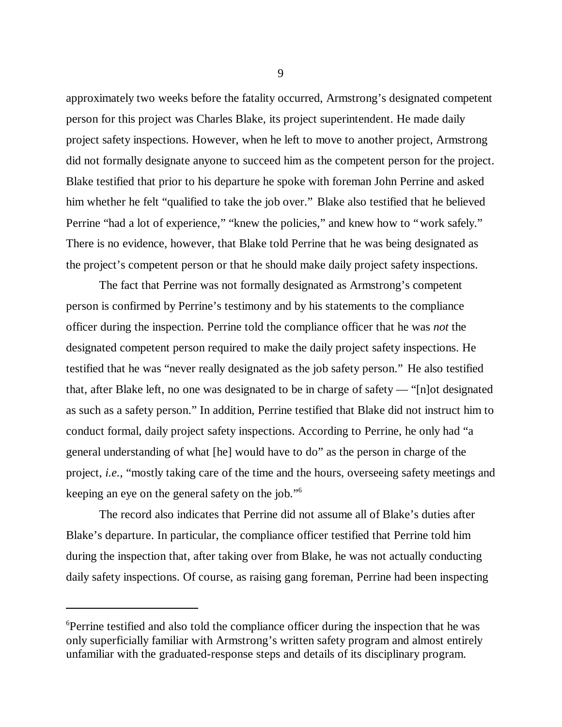approximately two weeks before the fatality occurred, Armstrong's designated competent person for this project was Charles Blake, its project superintendent. He made daily project safety inspections. However, when he left to move to another project, Armstrong did not formally designate anyone to succeed him as the competent person for the project. Blake testified that prior to his departure he spoke with foreman John Perrine and asked him whether he felt "qualified to take the job over." Blake also testified that he believed Perrine "had a lot of experience," "knew the policies," and knew how to "work safely." There is no evidence, however, that Blake told Perrine that he was being designated as the project's competent person or that he should make daily project safety inspections.

The fact that Perrine was not formally designated as Armstrong's competent person is confirmed by Perrine's testimony and by his statements to the compliance officer during the inspection. Perrine told the compliance officer that he was *not* the designated competent person required to make the daily project safety inspections. He testified that he was "never really designated as the job safety person." He also testified that, after Blake left, no one was designated to be in charge of safety — "[n]ot designated as such as a safety person." In addition, Perrine testified that Blake did not instruct him to conduct formal, daily project safety inspections. According to Perrine, he only had "a general understanding of what [he] would have to do" as the person in charge of the project, *i.e.*, "mostly taking care of the time and the hours, overseeing safety meetings and keeping an eye on the general safety on the job."[6]

The record also indicates that Perrine did not assume all of Blake's duties after Blake's departure. In particular, the compliance officer testified that Perrine told him during the inspection that, after taking over from Blake, he was not actually conducting daily safety inspections. Of course, as raising gang foreman, Perrine had been inspecting

---

[6]Perrine testified and also told the compliance officer during the inspection that he was only superficially familiar with Armstrong's written safety program and almost entirely unfamiliar with the graduated-response steps and details of its disciplinary program.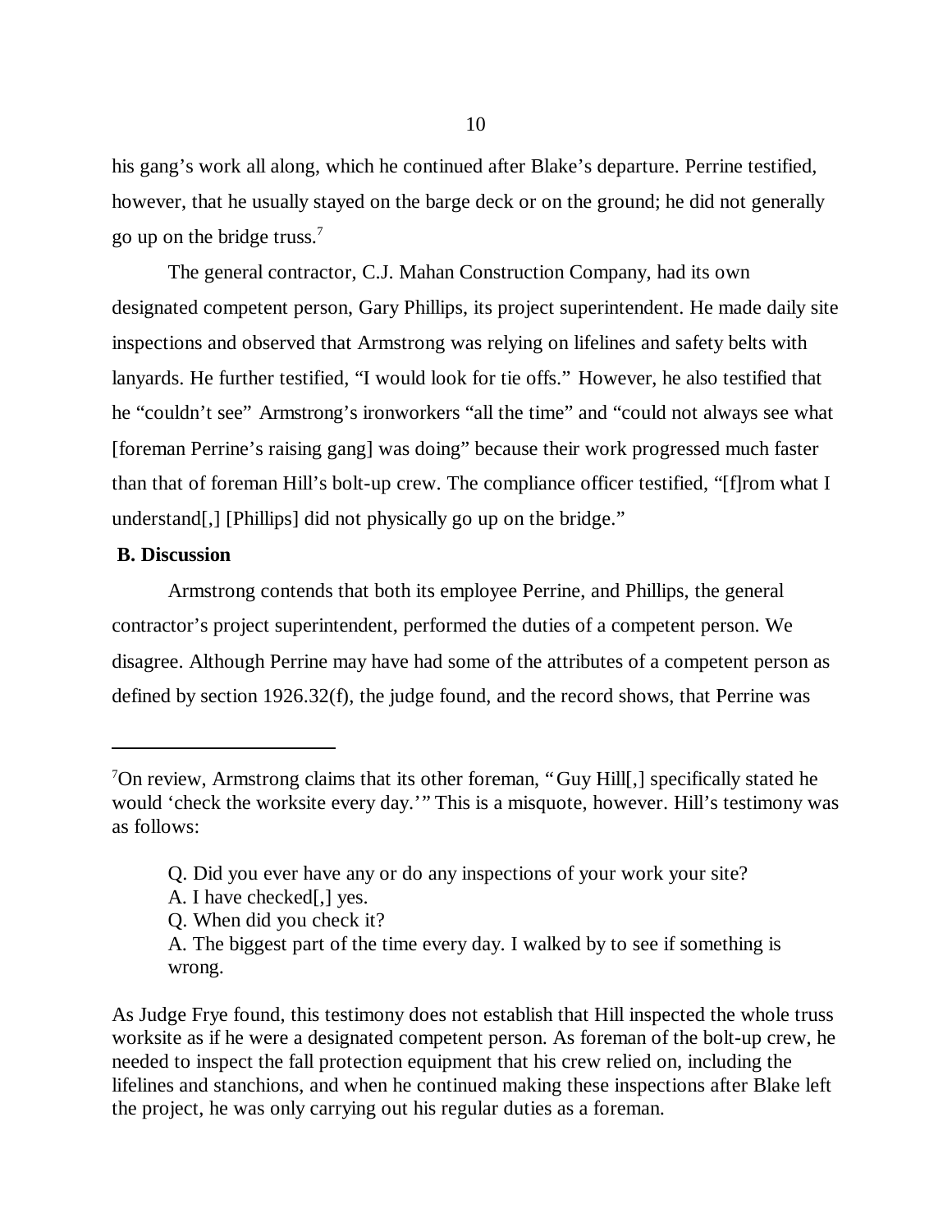his gang's work all along, which he continued after Blake's departure. Perrine testified, however, that he usually stayed on the barge deck or on the ground; he did not generally go up on the bridge truss.[7]

The general contractor, C.J. Mahan Construction Company, had its own designated competent person, Gary Phillips, its project superintendent. He made daily site inspections and observed that Armstrong was relying on lifelines and safety belts with lanyards. He further testified, "I would look for tie offs." However, he also testified that he "couldn't see" Armstrong's ironworkers "all the time" and "could not always see what [foreman Perrine's raising gang] was doing" because their work progressed much faster than that of foreman Hill's bolt-up crew. The compliance officer testified, "[f]rom what I understand[,] [Phillips] did not physically go up on the bridge."

**B. Discussion**

Armstrong contends that both its employee Perrine, and Phillips, the general contractor's project superintendent, performed the duties of a competent person. We disagree. Although Perrine may have had some of the attributes of a competent person as defined by section 1926.32(f), the judge found, and the record shows, that Perrine was

---

[7]On review, Armstrong claims that its other foreman, "Guy Hill[,] specifically stated he would 'check the worksite every day.'" This is a misquote, however. Hill's testimony was as follows:

> Q. Did you ever have any or do any inspections of your work your site?
> A. I have checked[,] yes.
> Q. When did you check it?
> A. The biggest part of the time every day. I walked by to see if something is wrong.

As Judge Frye found, this testimony does not establish that Hill inspected the whole truss worksite as if he were a designated competent person. As foreman of the bolt-up crew, he needed to inspect the fall protection equipment that his crew relied on, including the lifelines and stanchions, and when he continued making these inspections after Blake left the project, he was only carrying out his regular duties as a foreman.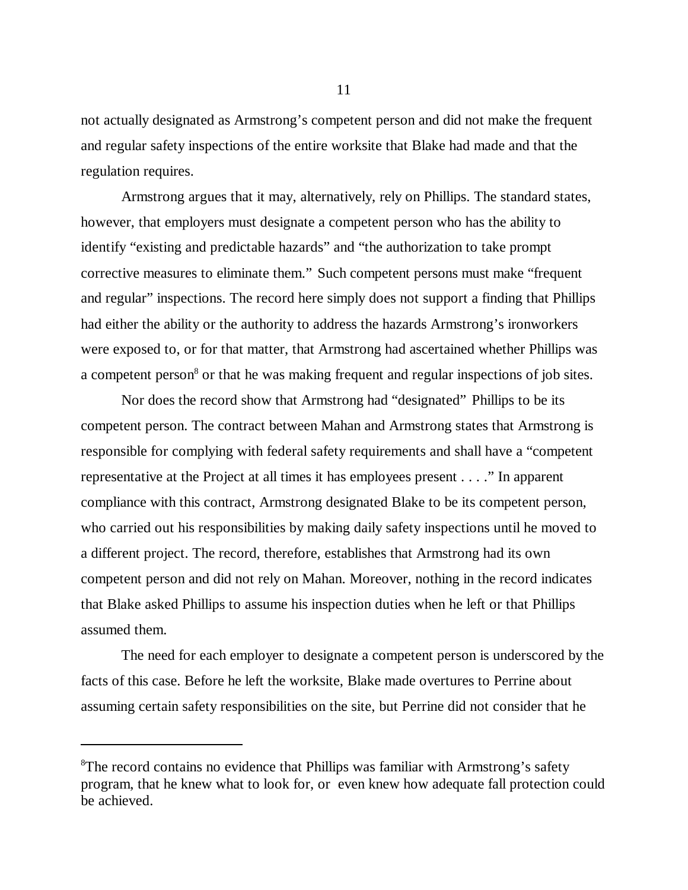not actually designated as Armstrong's competent person and did not make the frequent and regular safety inspections of the entire worksite that Blake had made and that the regulation requires.

Armstrong argues that it may, alternatively, rely on Phillips. The standard states, however, that employers must designate a competent person who has the ability to identify "existing and predictable hazards" and "the authorization to take prompt corrective measures to eliminate them." Such competent persons must make "frequent and regular" inspections. The record here simply does not support a finding that Phillips had either the ability or the authority to address the hazards Armstrong's ironworkers were exposed to, or for that matter, that Armstrong had ascertained whether Phillips was a competent person[8] or that he was making frequent and regular inspections of job sites.

Nor does the record show that Armstrong had "designated" Phillips to be its competent person. The contract between Mahan and Armstrong states that Armstrong is responsible for complying with federal safety requirements and shall have a "competent representative at the Project at all times it has employees present . . . ." In apparent compliance with this contract, Armstrong designated Blake to be its competent person, who carried out his responsibilities by making daily safety inspections until he moved to a different project. The record, therefore, establishes that Armstrong had its own competent person and did not rely on Mahan. Moreover, nothing in the record indicates that Blake asked Phillips to assume his inspection duties when he left or that Phillips assumed them.

The need for each employer to designate a competent person is underscored by the facts of this case. Before he left the worksite, Blake made overtures to Perrine about assuming certain safety responsibilities on the site, but Perrine did not consider that he

---

[8]The record contains no evidence that Phillips was familiar with Armstrong's safety program, that he knew what to look for, or even knew how adequate fall protection could be achieved.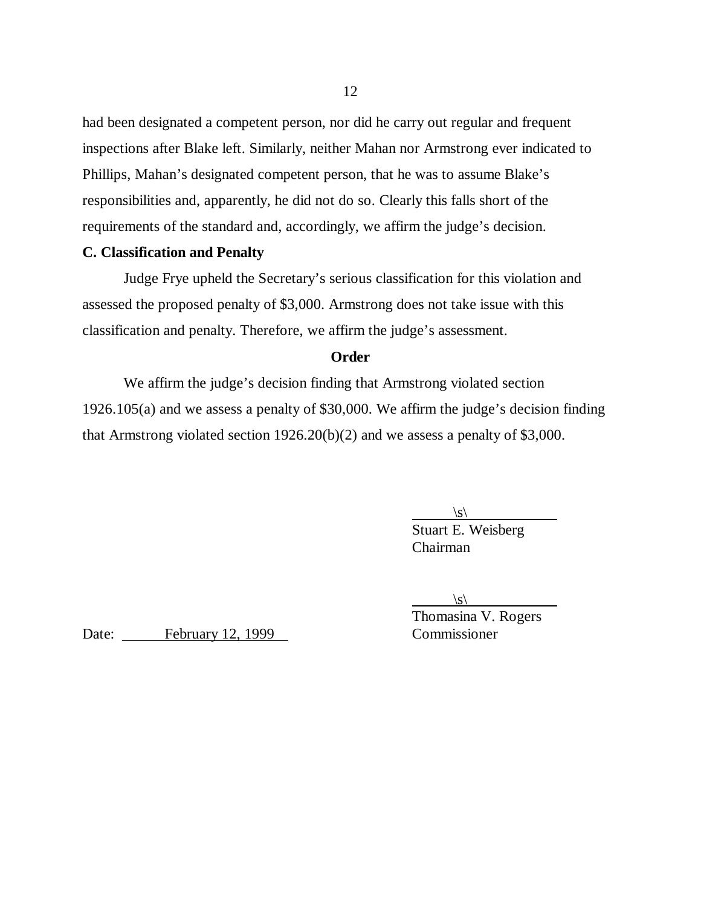had been designated a competent person, nor did he carry out regular and frequent inspections after Blake left. Similarly, neither Mahan nor Armstrong ever indicated to Phillips, Mahan's designated competent person, that he was to assume Blake's responsibilities and, apparently, he did not do so. Clearly this falls short of the requirements of the standard and, accordingly, we affirm the judge's decision.

**C. Classification and Penalty**

Judge Frye upheld the Secretary's serious classification for this violation and assessed the proposed penalty of $3,000. Armstrong does not take issue with this classification and penalty. Therefore, we affirm the judge's assessment.

**Order**

We affirm the judge's decision finding that Armstrong violated section 1926.105(a) and we assess a penalty of $30,000. We affirm the judge's decision finding that Armstrong violated section 1926.20(b)(2) and we assess a penalty of $3,000.

\s\
Stuart E. Weisberg
Chairman

\s\
Thomasina V. Rogers
Commissioner

Date: February 12, 1999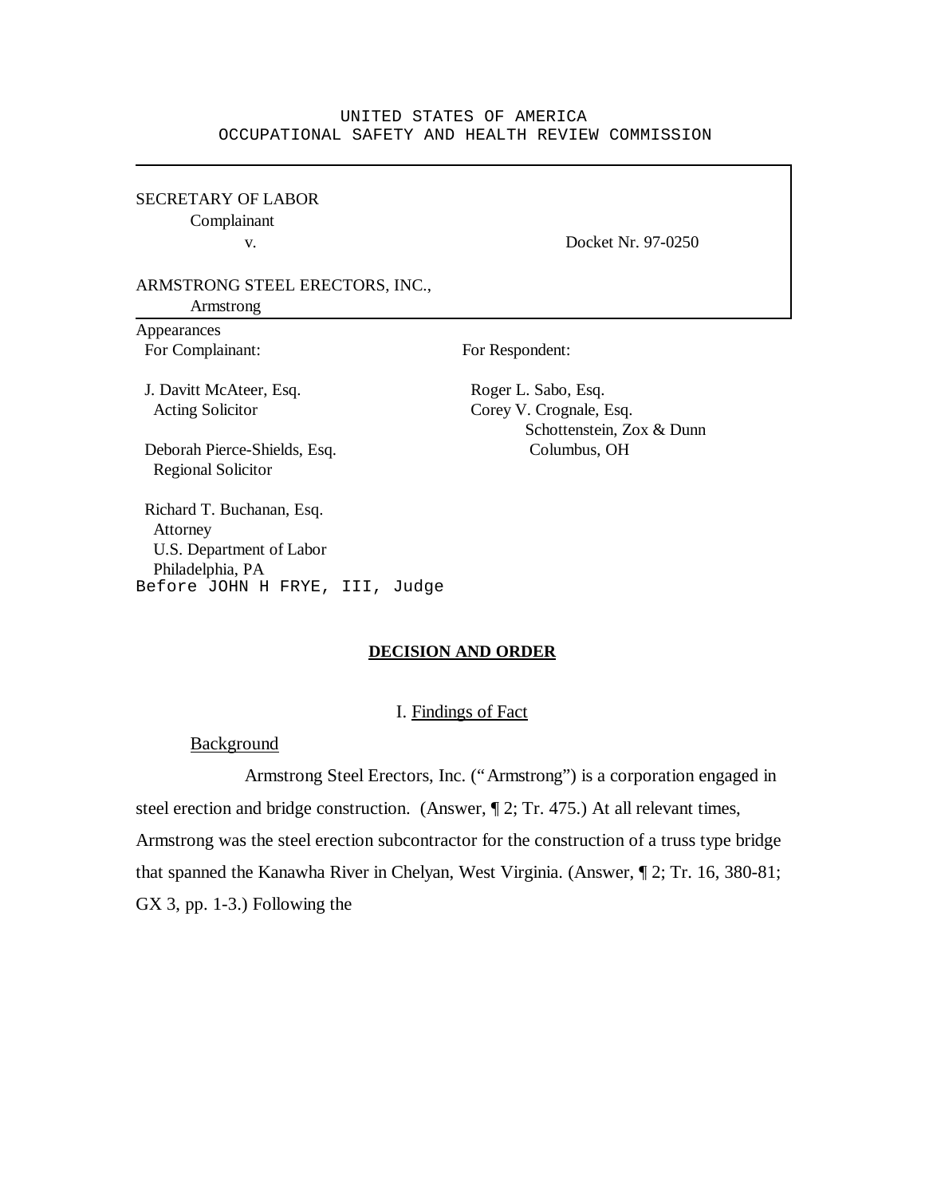UNITED STATES OF AMERICA
OCCUPATIONAL SAFETY AND HEALTH REVIEW COMMISSION

SECRETARY OF LABOR
Complainant
v.

Docket Nr. 97-0250

ARMSTRONG STEEL ERECTORS, INC.,
Armstrong

Appearances

For Complainant:

J. Davitt McAteer, Esq.
Acting Solicitor

Deborah Pierce-Shields, Esq.
Regional Solicitor

Richard T. Buchanan, Esq.
Attorney
U.S. Department of Labor
Philadelphia, PA

For Respondent:

Roger L. Sabo, Esq.
Corey V. Crognale, Esq.
Schottenstein, Zox & Dunn
Columbus, OH

Before JOHN H FRYE, III, Judge

**DECISION AND ORDER**

I. Findings of Fact

Background

Armstrong Steel Erectors, Inc. ("Armstrong") is a corporation engaged in steel erection and bridge construction. (Answer, ¶ 2; Tr. 475.) At all relevant times, Armstrong was the steel erection subcontractor for the construction of a truss type bridge that spanned the Kanawha River in Chelyan, West Virginia. (Answer, ¶ 2; Tr. 16, 380-81; GX 3, pp. 1-3.) Following the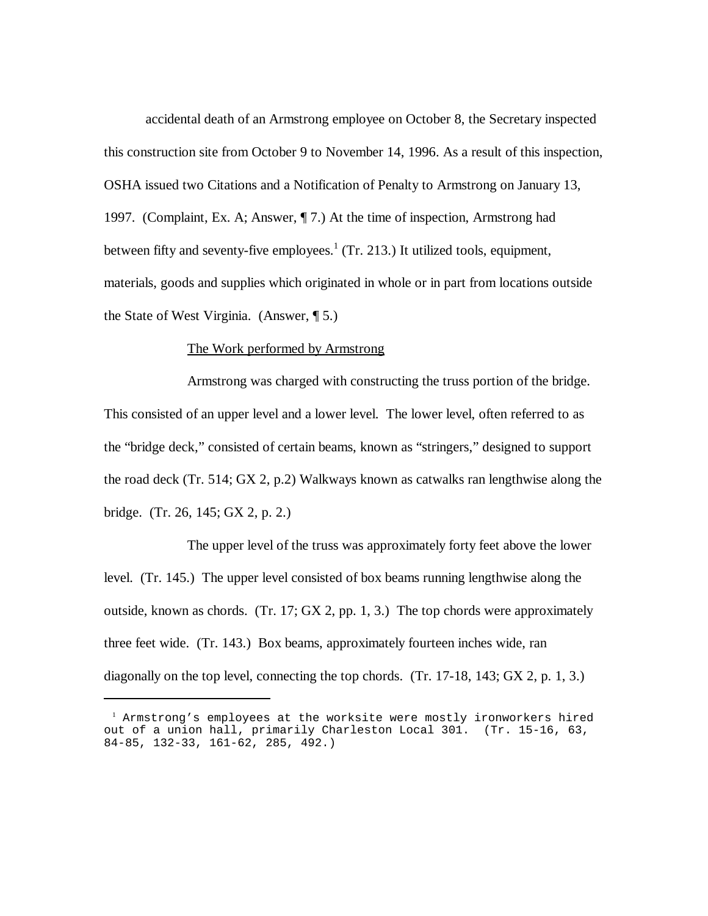accidental death of an Armstrong employee on October 8, the Secretary inspected this construction site from October 9 to November 14, 1996. As a result of this inspection, OSHA issued two Citations and a Notification of Penalty to Armstrong on January 13, 1997. (Complaint, Ex. A; Answer, ¶ 7.) At the time of inspection, Armstrong had between fifty and seventy-five employees.[1] (Tr. 213.) It utilized tools, equipment, materials, goods and supplies which originated in whole or in part from locations outside the State of West Virginia. (Answer, ¶ 5.)

The Work performed by Armstrong

Armstrong was charged with constructing the truss portion of the bridge. This consisted of an upper level and a lower level. The lower level, often referred to as the "bridge deck," consisted of certain beams, known as "stringers," designed to support the road deck (Tr. 514; GX 2, p.2) Walkways known as catwalks ran lengthwise along the bridge. (Tr. 26, 145; GX 2, p. 2.)

The upper level of the truss was approximately forty feet above the lower level. (Tr. 145.) The upper level consisted of box beams running lengthwise along the outside, known as chords. (Tr. 17; GX 2, pp. 1, 3.) The top chords were approximately three feet wide. (Tr. 143.) Box beams, approximately fourteen inches wide, ran diagonally on the top level, connecting the top chords. (Tr. 17-18, 143; GX 2, p. 1, 3.)

[1] Armstrong's employees at the worksite were mostly ironworkers hired out of a union hall, primarily Charleston Local 301. (Tr. 15-16, 63, 84-85, 132-33, 161-62, 285, 492.)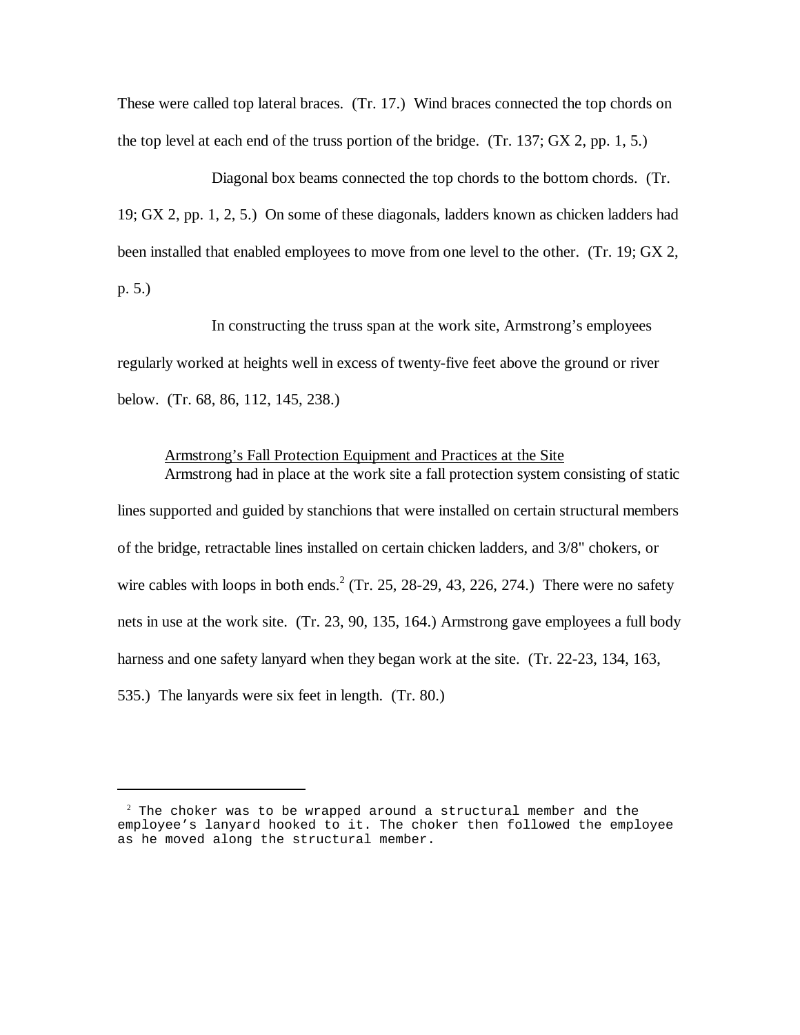These were called top lateral braces. (Tr. 17.) Wind braces connected the top chords on the top level at each end of the truss portion of the bridge. (Tr. 137; GX 2, pp. 1, 5.)

Diagonal box beams connected the top chords to the bottom chords. (Tr. 19; GX 2, pp. 1, 2, 5.) On some of these diagonals, ladders known as chicken ladders had been installed that enabled employees to move from one level to the other. (Tr. 19; GX 2, p. 5.)

In constructing the truss span at the work site, Armstrong's employees regularly worked at heights well in excess of twenty-five feet above the ground or river below. (Tr. 68, 86, 112, 145, 238.)

<u>Armstrong's Fall Protection Equipment and Practices at the Site</u>

Armstrong had in place at the work site a fall protection system consisting of static lines supported and guided by stanchions that were installed on certain structural members of the bridge, retractable lines installed on certain chicken ladders, and 3/8" chokers, or wire cables with loops in both ends.[2] (Tr. 25, 28-29, 43, 226, 274.) There were no safety nets in use at the work site. (Tr. 23, 90, 135, 164.) Armstrong gave employees a full body harness and one safety lanyard when they began work at the site. (Tr. 22-23, 134, 163, 535.) The lanyards were six feet in length. (Tr. 80.)

---

[2] The choker was to be wrapped around a structural member and the employee's lanyard hooked to it. The choker then followed the employee as he moved along the structural member.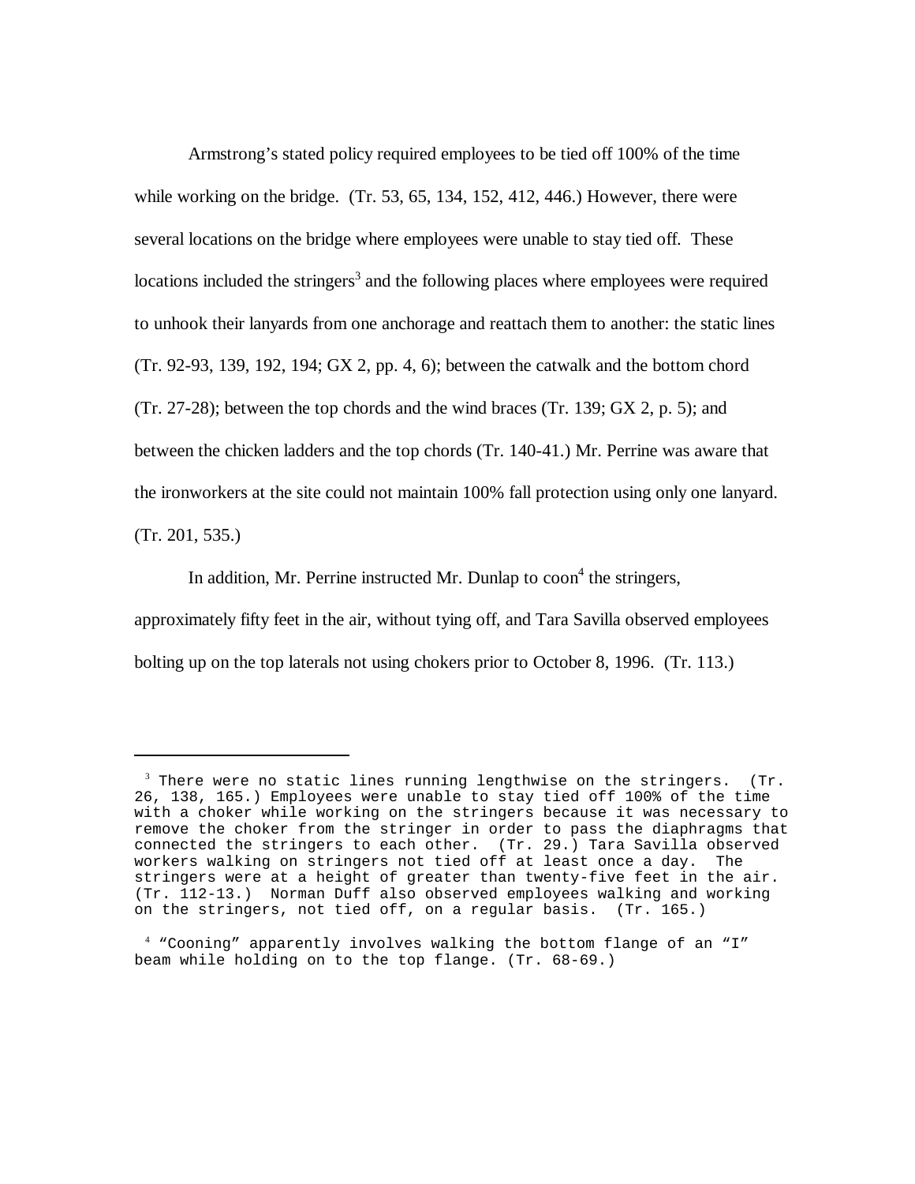Armstrong's stated policy required employees to be tied off 100% of the time while working on the bridge. (Tr. 53, 65, 134, 152, 412, 446.) However, there were several locations on the bridge where employees were unable to stay tied off. These locations included the stringers[3] and the following places where employees were required to unhook their lanyards from one anchorage and reattach them to another: the static lines (Tr. 92-93, 139, 192, 194; GX 2, pp. 4, 6); between the catwalk and the bottom chord (Tr. 27-28); between the top chords and the wind braces (Tr. 139; GX 2, p. 5); and between the chicken ladders and the top chords (Tr. 140-41.) Mr. Perrine was aware that the ironworkers at the site could not maintain 100% fall protection using only one lanyard. (Tr. 201, 535.)

In addition, Mr. Perrine instructed Mr. Dunlap to coon[4] the stringers, approximately fifty feet in the air, without tying off, and Tara Savilla observed employees bolting up on the top laterals not using chokers prior to October 8, 1996. (Tr. 113.)

---

[3] There were no static lines running lengthwise on the stringers. (Tr. 26, 138, 165.) Employees were unable to stay tied off 100% of the time with a choker while working on the stringers because it was necessary to remove the choker from the stringer in order to pass the diaphragms that connected the stringers to each other. (Tr. 29.) Tara Savilla observed workers walking on stringers not tied off at least once a day. The stringers were at a height of greater than twenty-five feet in the air. (Tr. 112-13.) Norman Duff also observed employees walking and working on the stringers, not tied off, on a regular basis. (Tr. 165.)

[4] "Cooning" apparently involves walking the bottom flange of an "I" beam while holding on to the top flange. (Tr. 68-69.)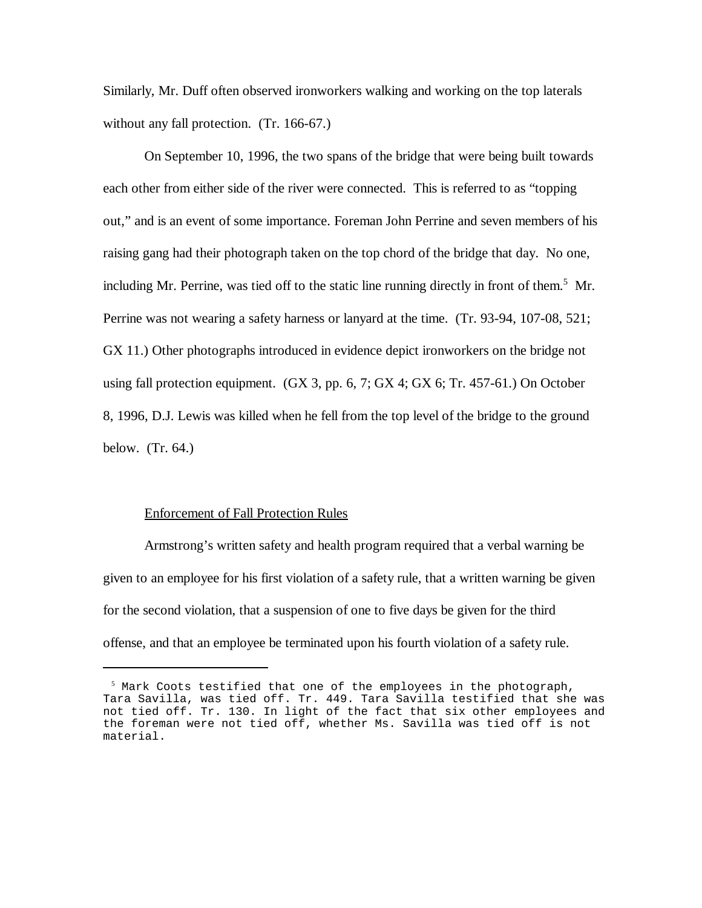Similarly, Mr. Duff often observed ironworkers walking and working on the top laterals without any fall protection. (Tr. 166-67.)

On September 10, 1996, the two spans of the bridge that were being built towards each other from either side of the river were connected. This is referred to as "topping out," and is an event of some importance. Foreman John Perrine and seven members of his raising gang had their photograph taken on the top chord of the bridge that day. No one, including Mr. Perrine, was tied off to the static line running directly in front of them.[5] Mr. Perrine was not wearing a safety harness or lanyard at the time. (Tr. 93-94, 107-08, 521; GX 11.) Other photographs introduced in evidence depict ironworkers on the bridge not using fall protection equipment. (GX 3, pp. 6, 7; GX 4; GX 6; Tr. 457-61.) On October 8, 1996, D.J. Lewis was killed when he fell from the top level of the bridge to the ground below. (Tr. 64.)

Enforcement of Fall Protection Rules

Armstrong's written safety and health program required that a verbal warning be given to an employee for his first violation of a safety rule, that a written warning be given for the second violation, that a suspension of one to five days be given for the third offense, and that an employee be terminated upon his fourth violation of a safety rule.

[5] Mark Coots testified that one of the employees in the photograph, Tara Savilla, was tied off. Tr. 449. Tara Savilla testified that she was not tied off. Tr. 130. In light of the fact that six other employees and the foreman were not tied off, whether Ms. Savilla was tied off is not material.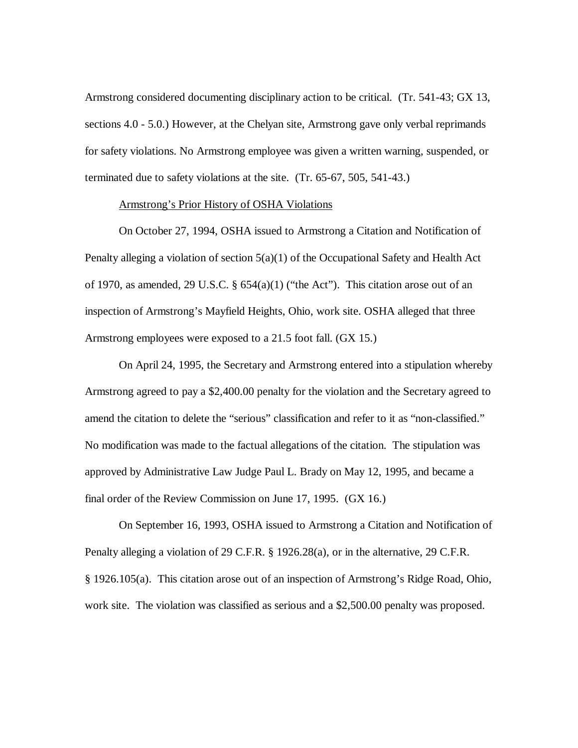Armstrong considered documenting disciplinary action to be critical. (Tr. 541-43; GX 13, sections 4.0 - 5.0.) However, at the Chelyan site, Armstrong gave only verbal reprimands for safety violations. No Armstrong employee was given a written warning, suspended, or terminated due to safety violations at the site. (Tr. 65-67, 505, 541-43.)

<u>Armstrong's Prior History of OSHA Violations</u>

On October 27, 1994, OSHA issued to Armstrong a Citation and Notification of Penalty alleging a violation of section 5(a)(1) of the Occupational Safety and Health Act of 1970, as amended, 29 U.S.C. § 654(a)(1) ("the Act"). This citation arose out of an inspection of Armstrong's Mayfield Heights, Ohio, work site. OSHA alleged that three Armstrong employees were exposed to a 21.5 foot fall. (GX 15.)

On April 24, 1995, the Secretary and Armstrong entered into a stipulation whereby Armstrong agreed to pay a $2,400.00 penalty for the violation and the Secretary agreed to amend the citation to delete the "serious" classification and refer to it as "non-classified." No modification was made to the factual allegations of the citation. The stipulation was approved by Administrative Law Judge Paul L. Brady on May 12, 1995, and became a final order of the Review Commission on June 17, 1995. (GX 16.)

On September 16, 1993, OSHA issued to Armstrong a Citation and Notification of Penalty alleging a violation of 29 C.F.R. § 1926.28(a), or in the alternative, 29 C.F.R. § 1926.105(a). This citation arose out of an inspection of Armstrong's Ridge Road, Ohio, work site. The violation was classified as serious and a $2,500.00 penalty was proposed.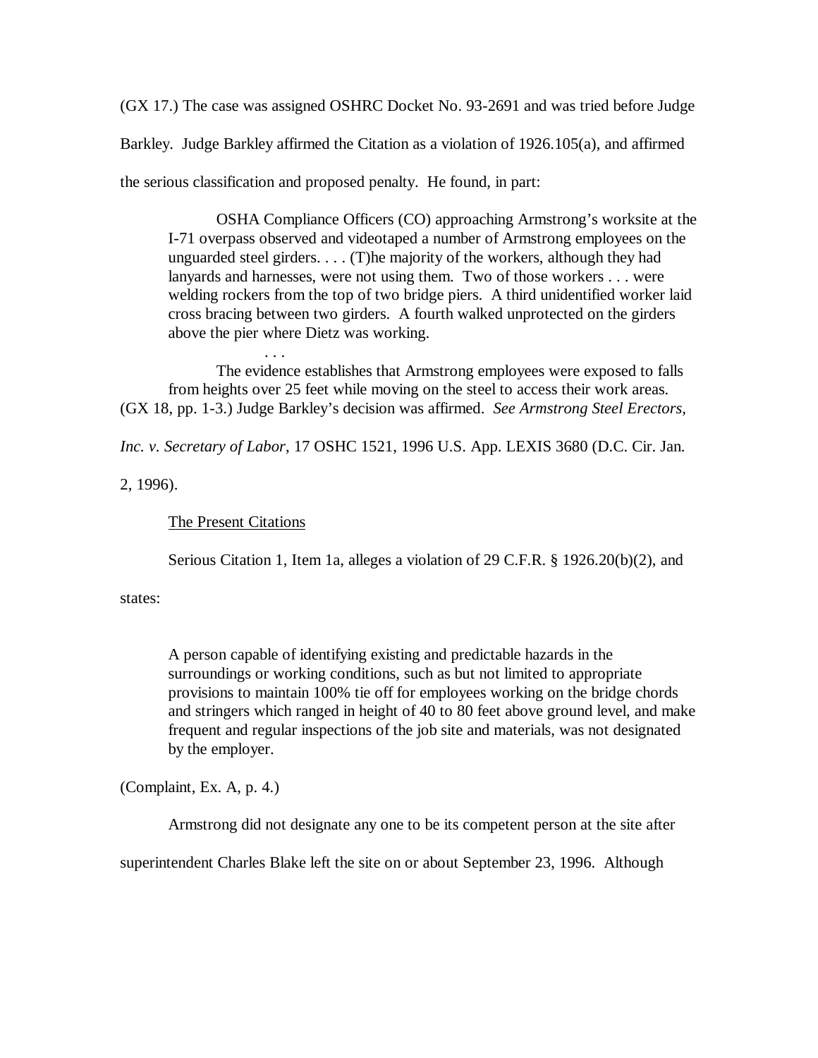(GX 17.) The case was assigned OSHRC Docket No. 93-2691 and was tried before Judge Barkley. Judge Barkley affirmed the Citation as a violation of 1926.105(a), and affirmed the serious classification and proposed penalty. He found, in part:

> OSHA Compliance Officers (CO) approaching Armstrong's worksite at the I-71 overpass observed and videotaped a number of Armstrong employees on the unguarded steel girders. . . . (T)he majority of the workers, although they had lanyards and harnesses, were not using them. Two of those workers . . . were welding rockers from the top of two bridge piers. A third unidentified worker laid cross bracing between two girders. A fourth walked unprotected on the girders above the pier where Dietz was working.
>
> . . .
>
> The evidence establishes that Armstrong employees were exposed to falls from heights over 25 feet while moving on the steel to access their work areas.

(GX 18, pp. 1-3.) Judge Barkley's decision was affirmed. *See Armstrong Steel Erectors, Inc. v. Secretary of Labor*, 17 OSHC 1521, 1996 U.S. App. LEXIS 3680 (D.C. Cir. Jan. 2, 1996).

<u>The Present Citations</u>

Serious Citation 1, Item 1a, alleges a violation of 29 C.F.R. § 1926.20(b)(2), and states:

> A person capable of identifying existing and predictable hazards in the surroundings or working conditions, such as but not limited to appropriate provisions to maintain 100% tie off for employees working on the bridge chords and stringers which ranged in height of 40 to 80 feet above ground level, and make frequent and regular inspections of the job site and materials, was not designated by the employer.

(Complaint, Ex. A, p. 4.)

Armstrong did not designate any one to be its competent person at the site after superintendent Charles Blake left the site on or about September 23, 1996. Although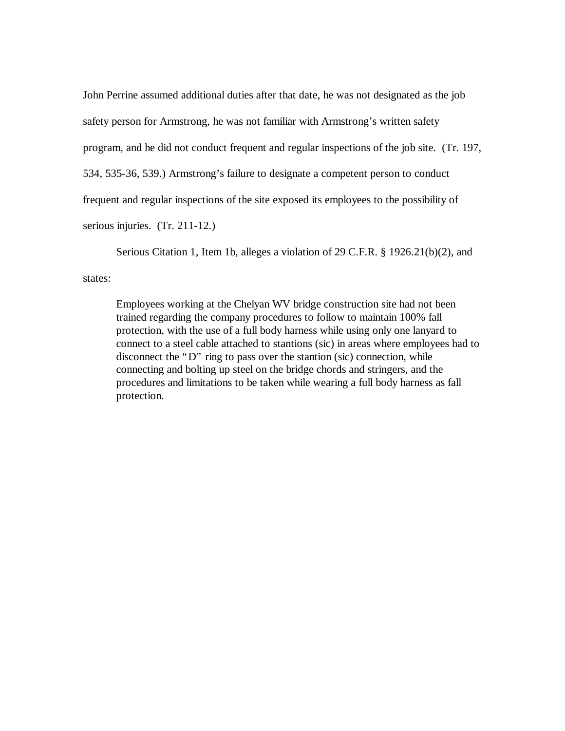John Perrine assumed additional duties after that date, he was not designated as the job safety person for Armstrong, he was not familiar with Armstrong's written safety program, and he did not conduct frequent and regular inspections of the job site. (Tr. 197, 534, 535-36, 539.) Armstrong's failure to designate a competent person to conduct frequent and regular inspections of the site exposed its employees to the possibility of serious injuries. (Tr. 211-12.)

Serious Citation 1, Item 1b, alleges a violation of 29 C.F.R. § 1926.21(b)(2), and states:

> Employees working at the Chelyan WV bridge construction site had not been trained regarding the company procedures to follow to maintain 100% fall protection, with the use of a full body harness while using only one lanyard to connect to a steel cable attached to stantions (sic) in areas where employees had to disconnect the "D" ring to pass over the stantion (sic) connection, while connecting and bolting up steel on the bridge chords and stringers, and the procedures and limitations to be taken while wearing a full body harness as fall protection.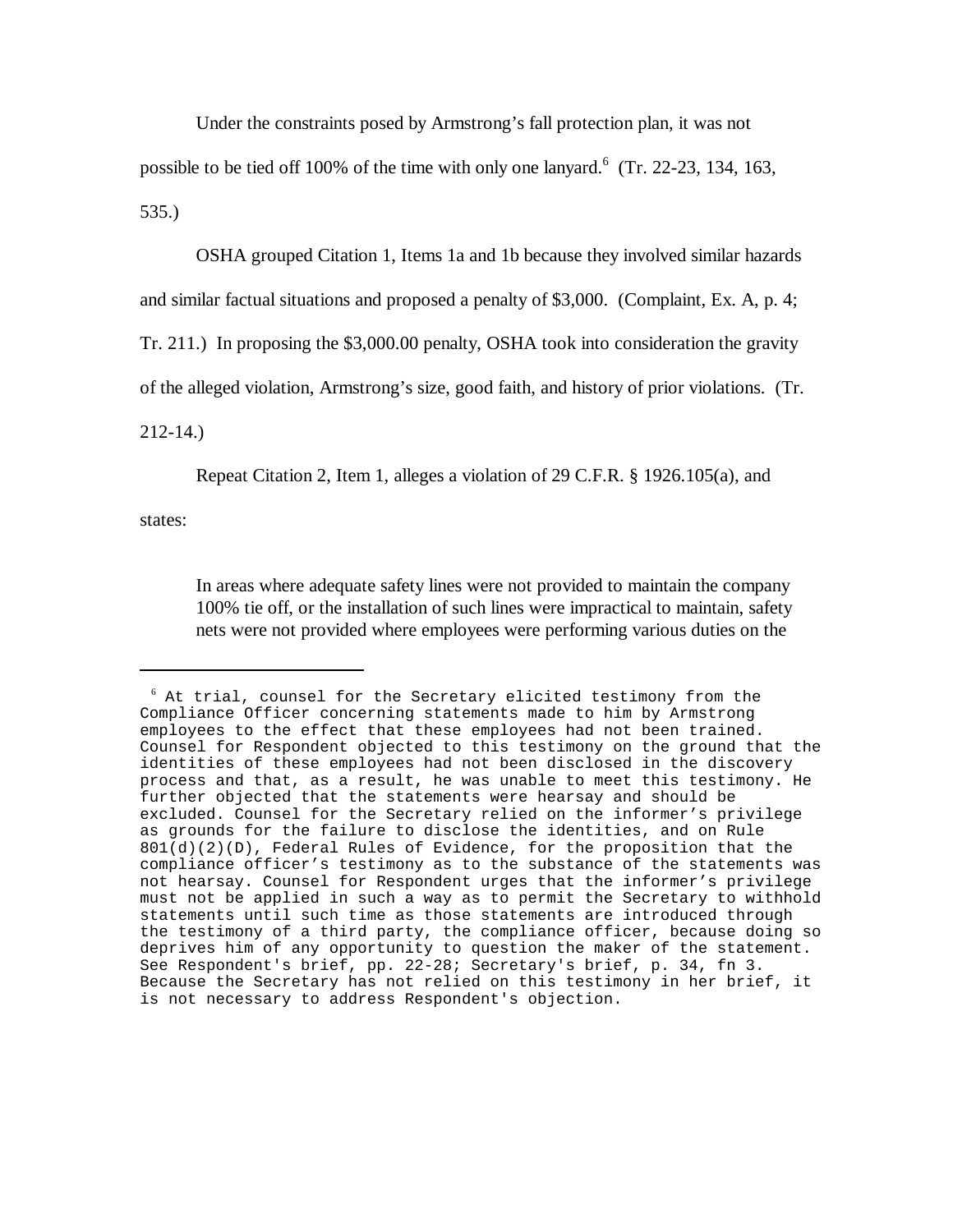Under the constraints posed by Armstrong's fall protection plan, it was not possible to be tied off 100% of the time with only one lanyard.[6] (Tr. 22-23, 134, 163, 535.)

OSHA grouped Citation 1, Items 1a and 1b because they involved similar hazards and similar factual situations and proposed a penalty of $3,000. (Complaint, Ex. A, p. 4; Tr. 211.) In proposing the $3,000.00 penalty, OSHA took into consideration the gravity of the alleged violation, Armstrong's size, good faith, and history of prior violations. (Tr. 212-14.)

Repeat Citation 2, Item 1, alleges a violation of 29 C.F.R. § 1926.105(a), and states:

> In areas where adequate safety lines were not provided to maintain the company 100% tie off, or the installation of such lines were impractical to maintain, safety nets were not provided where employees were performing various duties on the

---

[6] At trial, counsel for the Secretary elicited testimony from the Compliance Officer concerning statements made to him by Armstrong employees to the effect that these employees had not been trained. Counsel for Respondent objected to this testimony on the ground that the identities of these employees had not been disclosed in the discovery process and that, as a result, he was unable to meet this testimony. He further objected that the statements were hearsay and should be excluded. Counsel for the Secretary relied on the informer's privilege as grounds for the failure to disclose the identities, and on Rule 801(d)(2)(D), Federal Rules of Evidence, for the proposition that the compliance officer's testimony as to the substance of the statements was not hearsay. Counsel for Respondent urges that the informer's privilege must not be applied in such a way as to permit the Secretary to withhold statements until such time as those statements are introduced through the testimony of a third party, the compliance officer, because doing so deprives him of any opportunity to question the maker of the statement. See Respondent's brief, pp. 22-28; Secretary's brief, p. 34, fn 3. Because the Secretary has not relied on this testimony in her brief, it is not necessary to address Respondent's objection.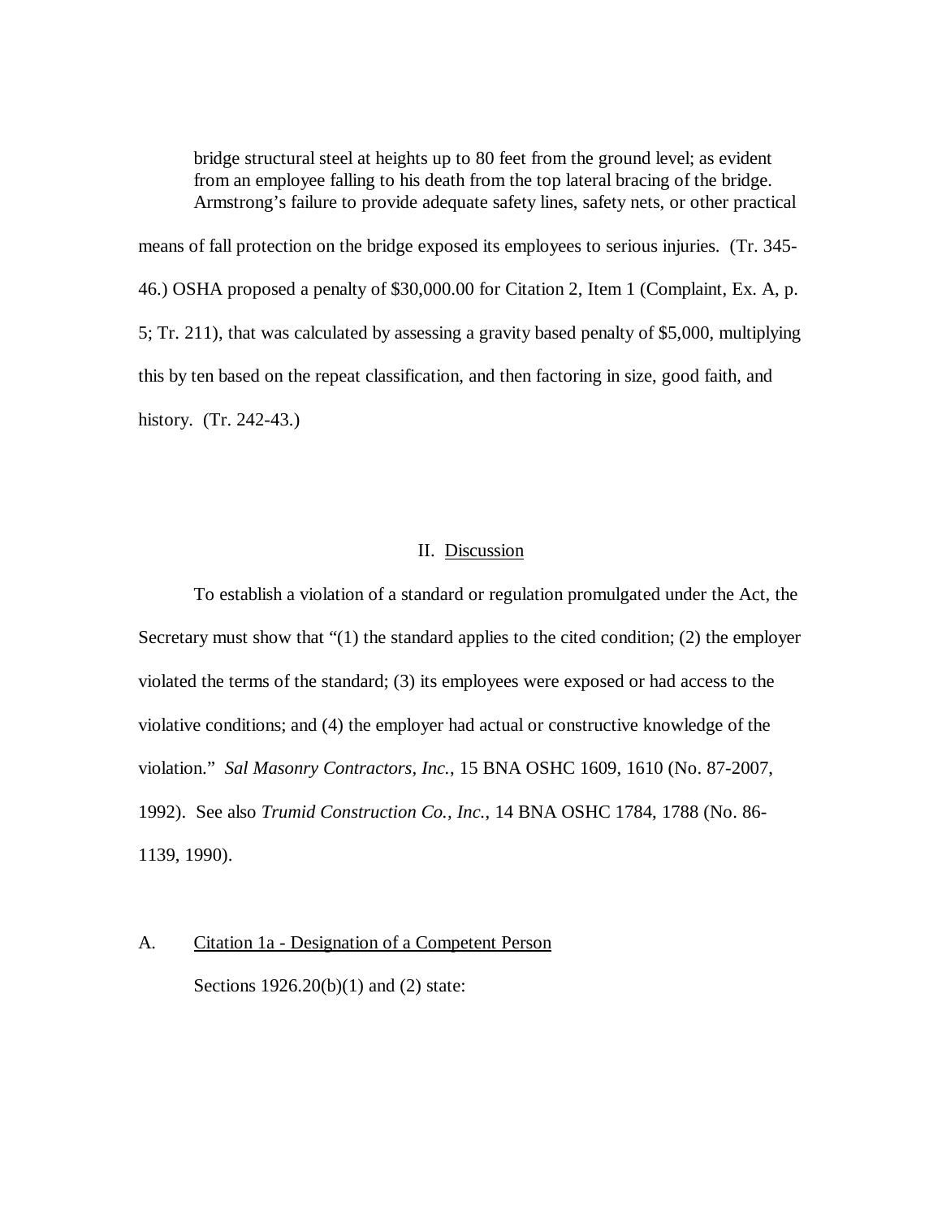bridge structural steel at heights up to 80 feet from the ground level; as evident from an employee falling to his death from the top lateral bracing of the bridge. Armstrong's failure to provide adequate safety lines, safety nets, or other practical

means of fall protection on the bridge exposed its employees to serious injuries. (Tr. 345-46.) OSHA proposed a penalty of $30,000.00 for Citation 2, Item 1 (Complaint, Ex. A, p. 5; Tr. 211), that was calculated by assessing a gravity based penalty of $5,000, multiplying this by ten based on the repeat classification, and then factoring in size, good faith, and history. (Tr. 242-43.)

## II. Discussion

To establish a violation of a standard or regulation promulgated under the Act, the Secretary must show that "(1) the standard applies to the cited condition; (2) the employer violated the terms of the standard; (3) its employees were exposed or had access to the violative conditions; and (4) the employer had actual or constructive knowledge of the violation." *Sal Masonry Contractors, Inc.*, 15 BNA OSHC 1609, 1610 (No. 87-2007, 1992). See also *Trumid Construction Co., Inc.*, 14 BNA OSHC 1784, 1788 (No. 86-1139, 1990).

### A. Citation 1a - Designation of a Competent Person

Sections 1926.20(b)(1) and (2) state: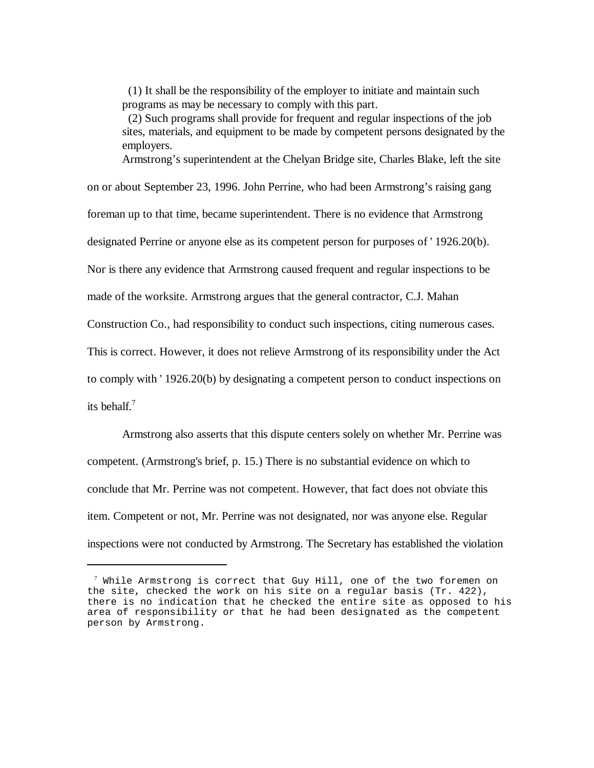(1) It shall be the responsibility of the employer to initiate and maintain such programs as may be necessary to comply with this part.

(2) Such programs shall provide for frequent and regular inspections of the job sites, materials, and equipment to be made by competent persons designated by the employers.

Armstrong's superintendent at the Chelyan Bridge site, Charles Blake, left the site on or about September 23, 1996. John Perrine, who had been Armstrong's raising gang foreman up to that time, became superintendent. There is no evidence that Armstrong designated Perrine or anyone else as its competent person for purposes of ' 1926.20(b). Nor is there any evidence that Armstrong caused frequent and regular inspections to be made of the worksite. Armstrong argues that the general contractor, C.J. Mahan Construction Co., had responsibility to conduct such inspections, citing numerous cases. This is correct. However, it does not relieve Armstrong of its responsibility under the Act to comply with ' 1926.20(b) by designating a competent person to conduct inspections on its behalf.[7]

Armstrong also asserts that this dispute centers solely on whether Mr. Perrine was competent. (Armstrong's brief, p. 15.) There is no substantial evidence on which to conclude that Mr. Perrine was not competent. However, that fact does not obviate this item. Competent or not, Mr. Perrine was not designated, nor was anyone else. Regular inspections were not conducted by Armstrong. The Secretary has established the violation

---

[7] While Armstrong is correct that Guy Hill, one of the two foremen on the site, checked the work on his site on a regular basis (Tr. 422), there is no indication that he checked the entire site as opposed to his area of responsibility or that he had been designated as the competent person by Armstrong.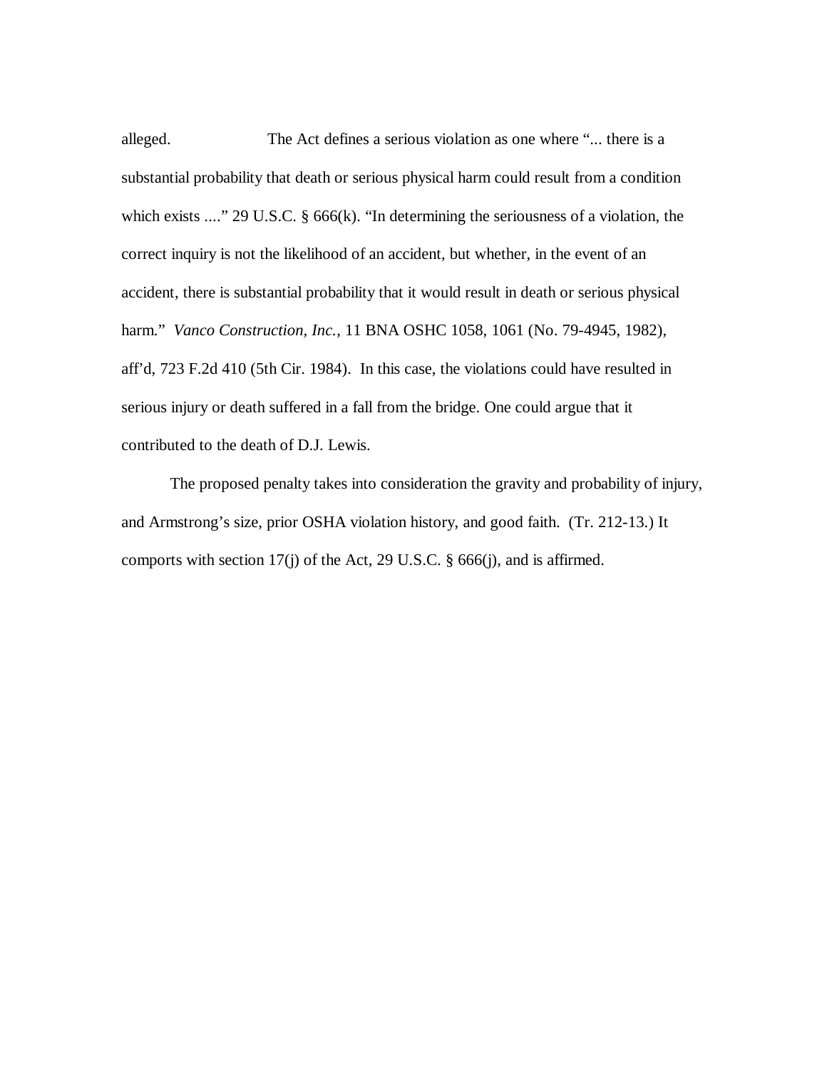alleged. The Act defines a serious violation as one where "... there is a substantial probability that death or serious physical harm could result from a condition which exists ...." 29 U.S.C. § 666(k). "In determining the seriousness of a violation, the correct inquiry is not the likelihood of an accident, but whether, in the event of an accident, there is substantial probability that it would result in death or serious physical harm." *Vanco Construction, Inc.*, 11 BNA OSHC 1058, 1061 (No. 79-4945, 1982), aff'd, 723 F.2d 410 (5th Cir. 1984). In this case, the violations could have resulted in serious injury or death suffered in a fall from the bridge. One could argue that it contributed to the death of D.J. Lewis.

The proposed penalty takes into consideration the gravity and probability of injury, and Armstrong's size, prior OSHA violation history, and good faith. (Tr. 212-13.) It comports with section 17(j) of the Act, 29 U.S.C. § 666(j), and is affirmed.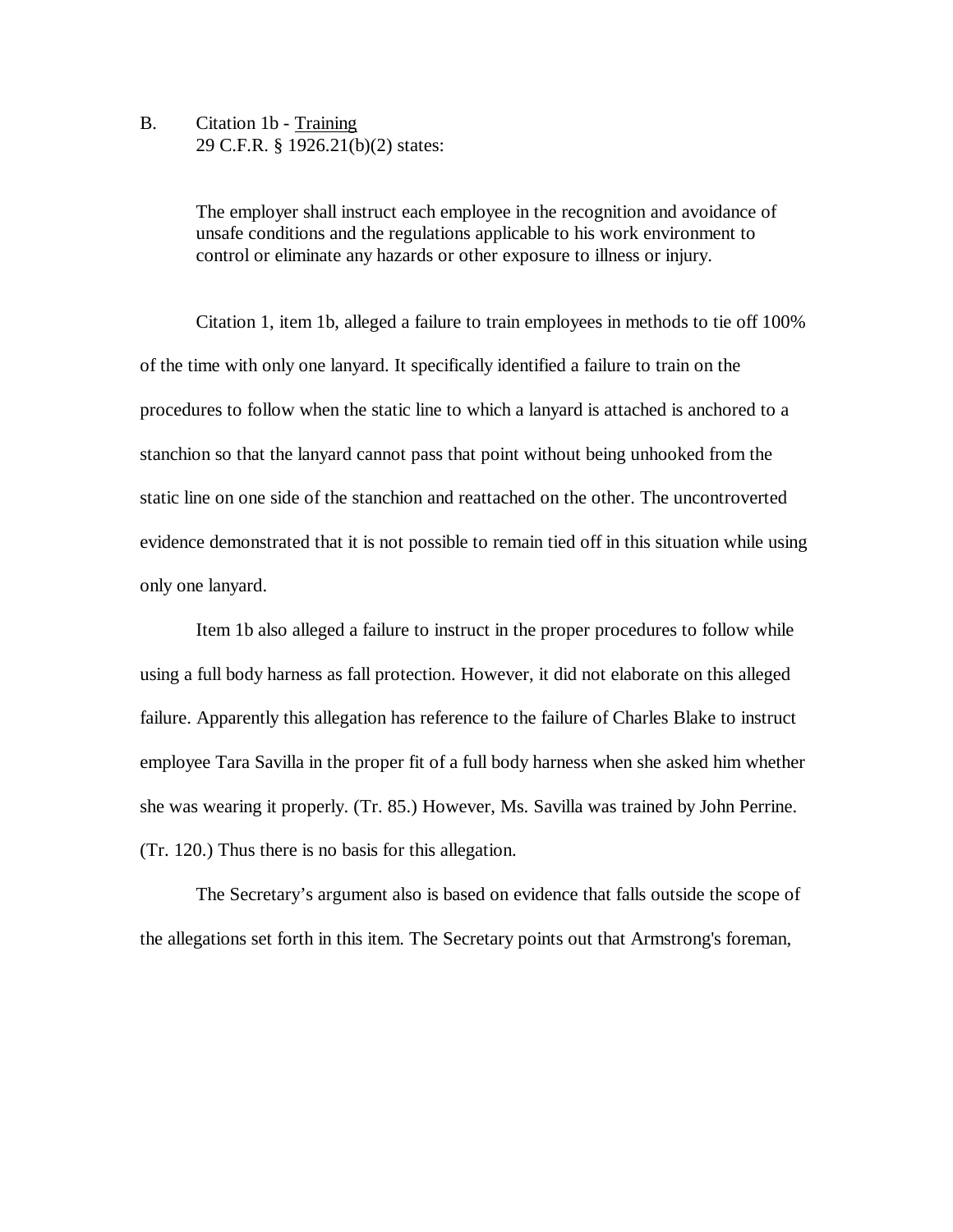B. Citation 1b - Training
29 C.F.R. § 1926.21(b)(2) states:

> The employer shall instruct each employee in the recognition and avoidance of unsafe conditions and the regulations applicable to his work environment to control or eliminate any hazards or other exposure to illness or injury.

Citation 1, item 1b, alleged a failure to train employees in methods to tie off 100% of the time with only one lanyard. It specifically identified a failure to train on the procedures to follow when the static line to which a lanyard is attached is anchored to a stanchion so that the lanyard cannot pass that point without being unhooked from the static line on one side of the stanchion and reattached on the other. The uncontroverted evidence demonstrated that it is not possible to remain tied off in this situation while using only one lanyard.

Item 1b also alleged a failure to instruct in the proper procedures to follow while using a full body harness as fall protection. However, it did not elaborate on this alleged failure. Apparently this allegation has reference to the failure of Charles Blake to instruct employee Tara Savilla in the proper fit of a full body harness when she asked him whether she was wearing it properly. (Tr. 85.) However, Ms. Savilla was trained by John Perrine. (Tr. 120.) Thus there is no basis for this allegation.

The Secretary's argument also is based on evidence that falls outside the scope of the allegations set forth in this item. The Secretary points out that Armstrong's foreman,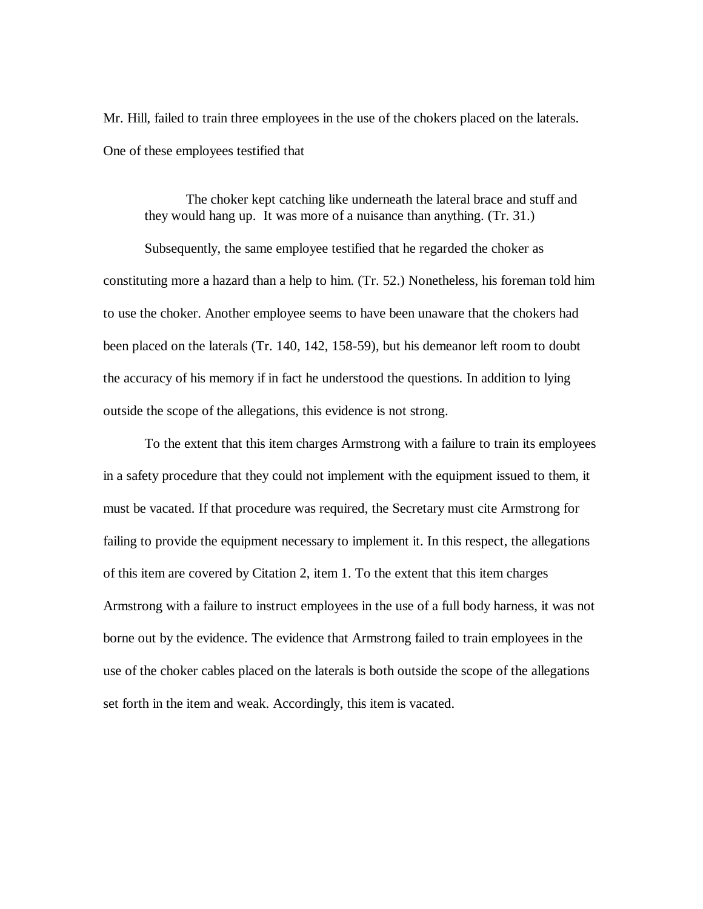Mr. Hill, failed to train three employees in the use of the chokers placed on the laterals. One of these employees testified that

> The choker kept catching like underneath the lateral brace and stuff and they would hang up. It was more of a nuisance than anything. (Tr. 31.)

Subsequently, the same employee testified that he regarded the choker as constituting more a hazard than a help to him. (Tr. 52.) Nonetheless, his foreman told him to use the choker. Another employee seems to have been unaware that the chokers had been placed on the laterals (Tr. 140, 142, 158-59), but his demeanor left room to doubt the accuracy of his memory if in fact he understood the questions. In addition to lying outside the scope of the allegations, this evidence is not strong.

To the extent that this item charges Armstrong with a failure to train its employees in a safety procedure that they could not implement with the equipment issued to them, it must be vacated. If that procedure was required, the Secretary must cite Armstrong for failing to provide the equipment necessary to implement it. In this respect, the allegations of this item are covered by Citation 2, item 1. To the extent that this item charges Armstrong with a failure to instruct employees in the use of a full body harness, it was not borne out by the evidence. The evidence that Armstrong failed to train employees in the use of the choker cables placed on the laterals is both outside the scope of the allegations set forth in the item and weak. Accordingly, this item is vacated.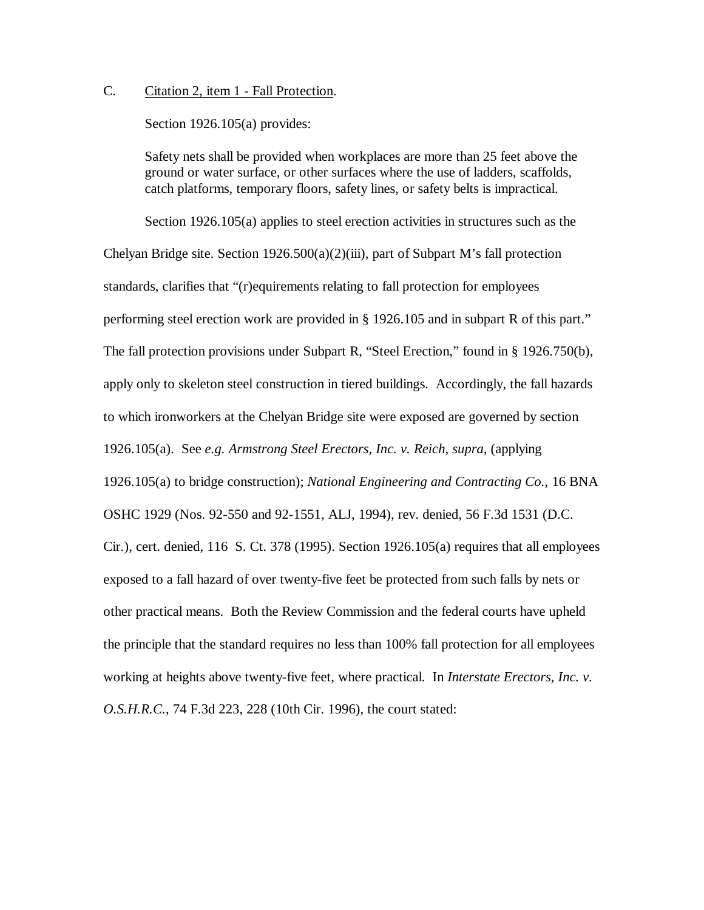C. Citation 2, item 1 - Fall Protection.

Section 1926.105(a) provides:

> Safety nets shall be provided when workplaces are more than 25 feet above the ground or water surface, or other surfaces where the use of ladders, scaffolds, catch platforms, temporary floors, safety lines, or safety belts is impractical.

Section 1926.105(a) applies to steel erection activities in structures such as the Chelyan Bridge site. Section 1926.500(a)(2)(iii), part of Subpart M's fall protection standards, clarifies that "(r)equirements relating to fall protection for employees performing steel erection work are provided in § 1926.105 and in subpart R of this part." The fall protection provisions under Subpart R, "Steel Erection," found in § 1926.750(b), apply only to skeleton steel construction in tiered buildings. Accordingly, the fall hazards to which ironworkers at the Chelyan Bridge site were exposed are governed by section 1926.105(a). See *e.g. Armstrong Steel Erectors, Inc. v. Reich*, *supra,* (applying 1926.105(a) to bridge construction); *National Engineering and Contracting Co.*, 16 BNA OSHC 1929 (Nos. 92-550 and 92-1551, ALJ, 1994), rev. denied, 56 F.3d 1531 (D.C. Cir.), cert. denied, 116 S. Ct. 378 (1995). Section 1926.105(a) requires that all employees exposed to a fall hazard of over twenty-five feet be protected from such falls by nets or other practical means. Both the Review Commission and the federal courts have upheld the principle that the standard requires no less than 100% fall protection for all employees working at heights above twenty-five feet, where practical. In *Interstate Erectors, Inc. v. O.S.H.R.C.*, 74 F.3d 223, 228 (10th Cir. 1996), the court stated: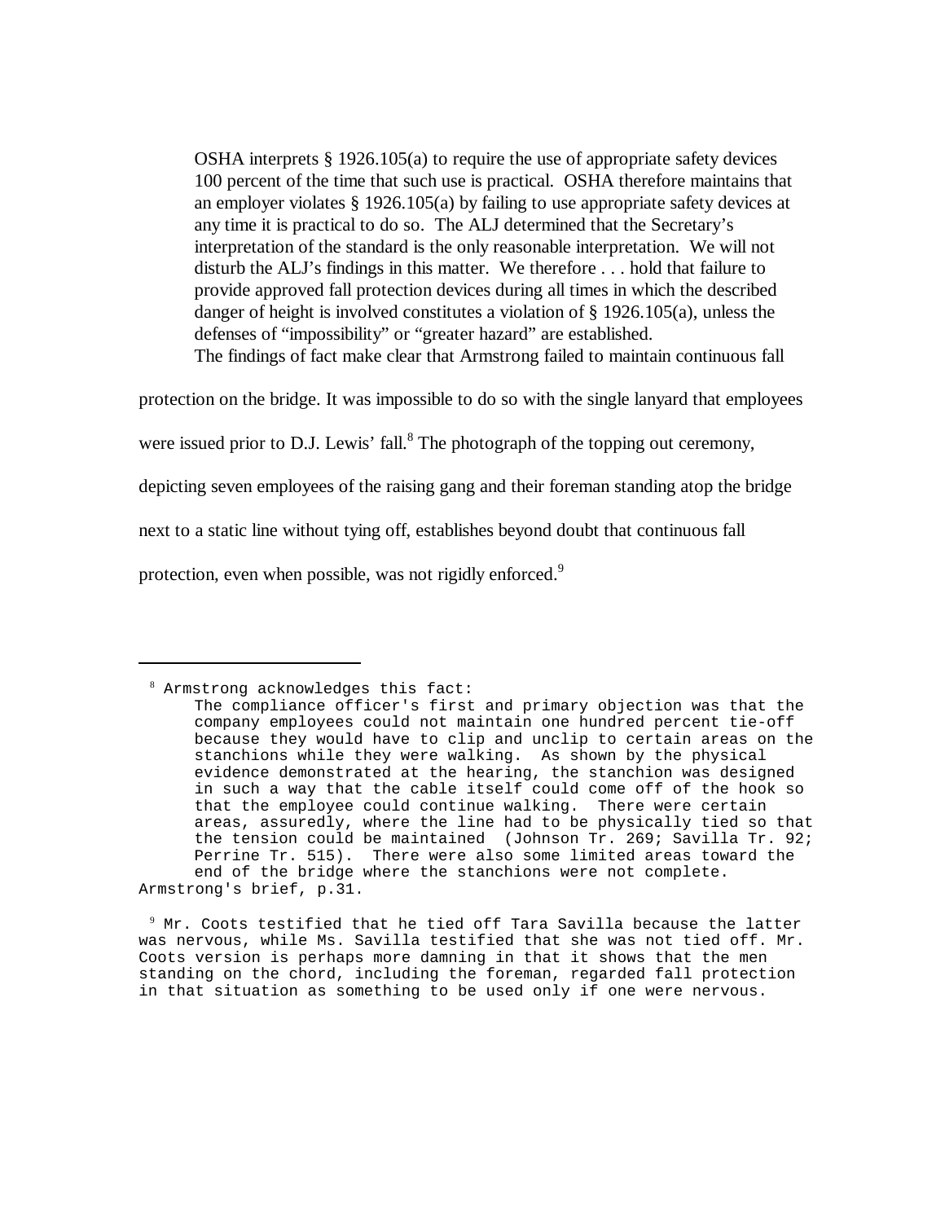> OSHA interprets § 1926.105(a) to require the use of appropriate safety devices 100 percent of the time that such use is practical. OSHA therefore maintains that an employer violates § 1926.105(a) by failing to use appropriate safety devices at any time it is practical to do so. The ALJ determined that the Secretary's interpretation of the standard is the only reasonable interpretation. We will not disturb the ALJ's findings in this matter. We therefore . . . hold that failure to provide approved fall protection devices during all times in which the described danger of height is involved constitutes a violation of § 1926.105(a), unless the defenses of "impossibility" or "greater hazard" are established.

The findings of fact make clear that Armstrong failed to maintain continuous fall protection on the bridge. It was impossible to do so with the single lanyard that employees were issued prior to D.J. Lewis' fall.[8] The photograph of the topping out ceremony, depicting seven employees of the raising gang and their foreman standing atop the bridge next to a static line without tying off, establishes beyond doubt that continuous fall protection, even when possible, was not rigidly enforced.[9]

---

[8] Armstrong acknowledges this fact:

> The compliance officer's first and primary objection was that the company employees could not maintain one hundred percent tie-off because they would have to clip and unclip to certain areas on the stanchions while they were walking. As shown by the physical evidence demonstrated at the hearing, the stanchion was designed in such a way that the cable itself could come off of the hook so that the employee could continue walking. There were certain areas, assuredly, where the line had to be physically tied so that the tension could be maintained (Johnson Tr. 269; Savilla Tr. 92; Perrine Tr. 515). There were also some limited areas toward the end of the bridge where the stanchions were not complete.

Armstrong's brief, p.31.

[9] Mr. Coots testified that he tied off Tara Savilla because the latter was nervous, while Ms. Savilla testified that she was not tied off. Mr. Coots version is perhaps more damning in that it shows that the men standing on the chord, including the foreman, regarded fall protection in that situation as something to be used only if one were nervous.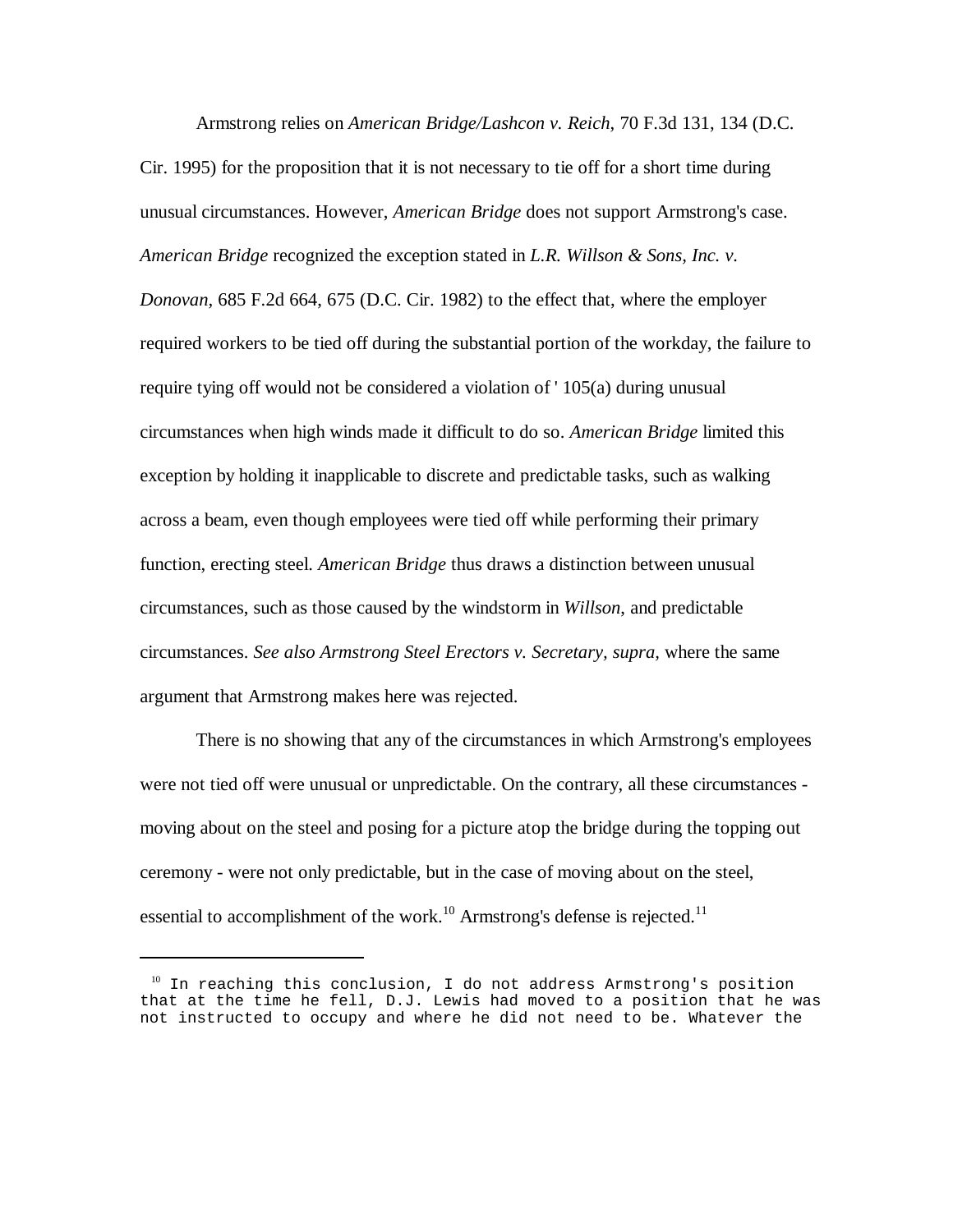Armstrong relies on *American Bridge/Lashcon v. Reich*, 70 F.3d 131, 134 (D.C. Cir. 1995) for the proposition that it is not necessary to tie off for a short time during unusual circumstances. However, *American Bridge* does not support Armstrong's case. *American Bridge* recognized the exception stated in *L.R. Willson & Sons, Inc. v. Donovan*, 685 F.2d 664, 675 (D.C. Cir. 1982) to the effect that, where the employer required workers to be tied off during the substantial portion of the workday, the failure to require tying off would not be considered a violation of ' 105(a) during unusual circumstances when high winds made it difficult to do so. *American Bridge* limited this exception by holding it inapplicable to discrete and predictable tasks, such as walking across a beam, even though employees were tied off while performing their primary function, erecting steel. *American Bridge* thus draws a distinction between unusual circumstances, such as those caused by the windstorm in *Willson*, and predictable circumstances. *See also Armstrong Steel Erectors v. Secretary, supra,* where the same argument that Armstrong makes here was rejected.

There is no showing that any of the circumstances in which Armstrong's employees were not tied off were unusual or unpredictable. On the contrary, all these circumstances - moving about on the steel and posing for a picture atop the bridge during the topping out ceremony - were not only predictable, but in the case of moving about on the steel, essential to accomplishment of the work.[10] Armstrong's defense is rejected.[11]

---

[10] In reaching this conclusion, I do not address Armstrong's position that at the time he fell, D.J. Lewis had moved to a position that he was not instructed to occupy and where he did not need to be. Whatever the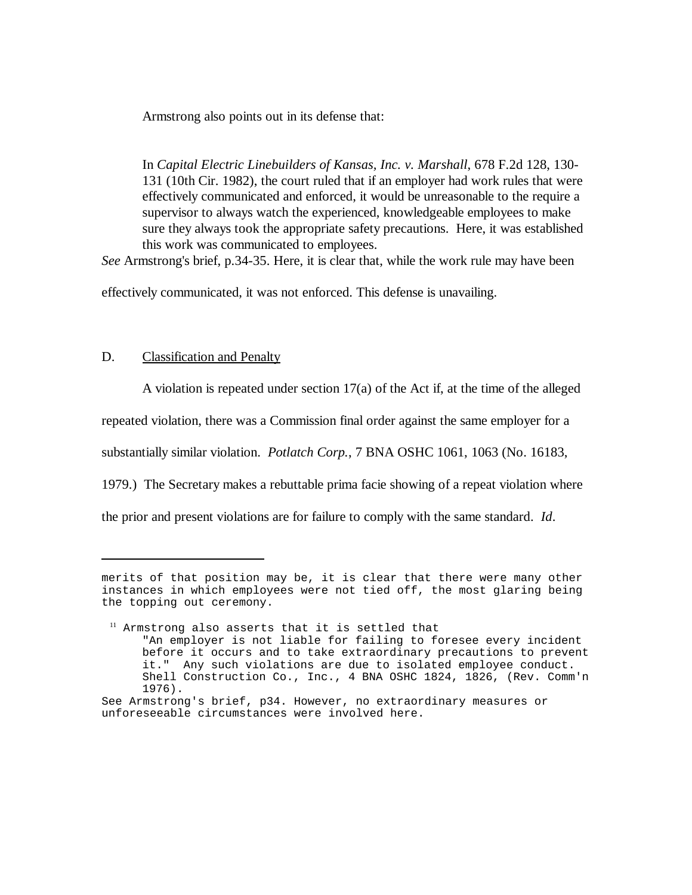Armstrong also points out in its defense that:

> In *Capital Electric Linebuilders of Kansas, Inc. v. Marshall*, 678 F.2d 128, 130-131 (10th Cir. 1982), the court ruled that if an employer had work rules that were effectively communicated and enforced, it would be unreasonable to the require a supervisor to always watch the experienced, knowledgeable employees to make sure they always took the appropriate safety precautions. Here, it was established this work was communicated to employees.

*See* Armstrong's brief, p.34-35. Here, it is clear that, while the work rule may have been effectively communicated, it was not enforced. This defense is unavailing.

D. Classification and Penalty

A violation is repeated under section 17(a) of the Act if, at the time of the alleged repeated violation, there was a Commission final order against the same employer for a substantially similar violation. *Potlatch Corp.*, 7 BNA OSHC 1061, 1063 (No. 16183, 1979.) The Secretary makes a rebuttable prima facie showing of a repeat violation where the prior and present violations are for failure to comply with the same standard. *Id*.

---

merits of that position may be, it is clear that there were many other instances in which employees were not tied off, the most glaring being the topping out ceremony.

[11] Armstrong also asserts that it is settled that

> "An employer is not liable for failing to foresee every incident before it occurs and to take extraordinary precautions to prevent it." Any such violations are due to isolated employee conduct. Shell Construction Co., Inc., 4 BNA OSHC 1824, 1826, (Rev. Comm'n 1976).

See Armstrong's brief, p34. However, no extraordinary measures or unforeseeable circumstances were involved here.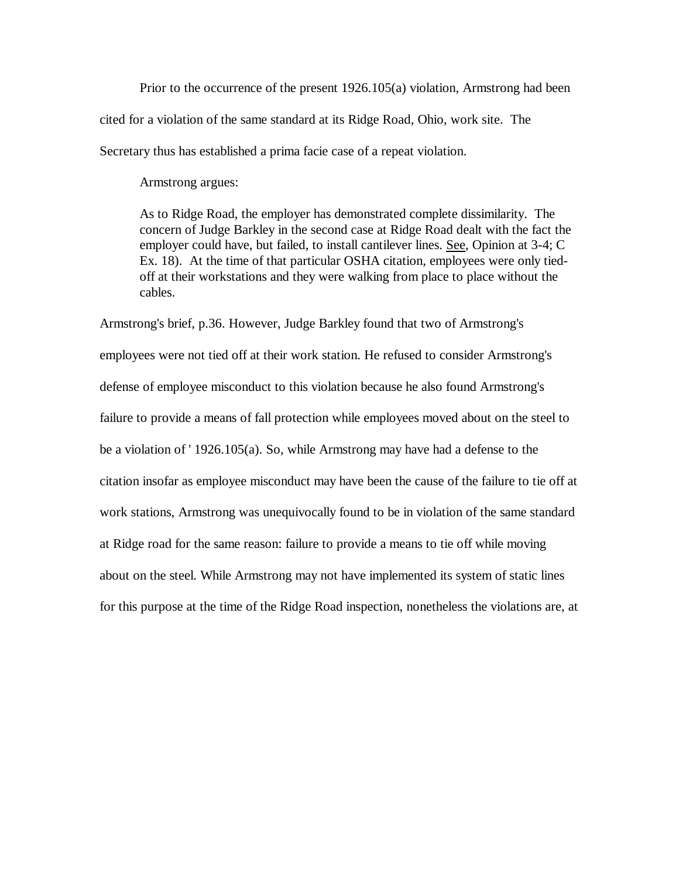Prior to the occurrence of the present 1926.105(a) violation, Armstrong had been cited for a violation of the same standard at its Ridge Road, Ohio, work site. The Secretary thus has established a prima facie case of a repeat violation.

Armstrong argues:

> As to Ridge Road, the employer has demonstrated complete dissimilarity. The concern of Judge Barkley in the second case at Ridge Road dealt with the fact the employer could have, but failed, to install cantilever lines. See, Opinion at 3-4; C Ex. 18). At the time of that particular OSHA citation, employees were only tied-off at their workstations and they were walking from place to place without the cables.

Armstrong's brief, p.36. However, Judge Barkley found that two of Armstrong's employees were not tied off at their work station. He refused to consider Armstrong's defense of employee misconduct to this violation because he also found Armstrong's failure to provide a means of fall protection while employees moved about on the steel to be a violation of ' 1926.105(a). So, while Armstrong may have had a defense to the citation insofar as employee misconduct may have been the cause of the failure to tie off at work stations, Armstrong was unequivocally found to be in violation of the same standard at Ridge road for the same reason: failure to provide a means to tie off while moving about on the steel. While Armstrong may not have implemented its system of static lines for this purpose at the time of the Ridge Road inspection, nonetheless the violations are, at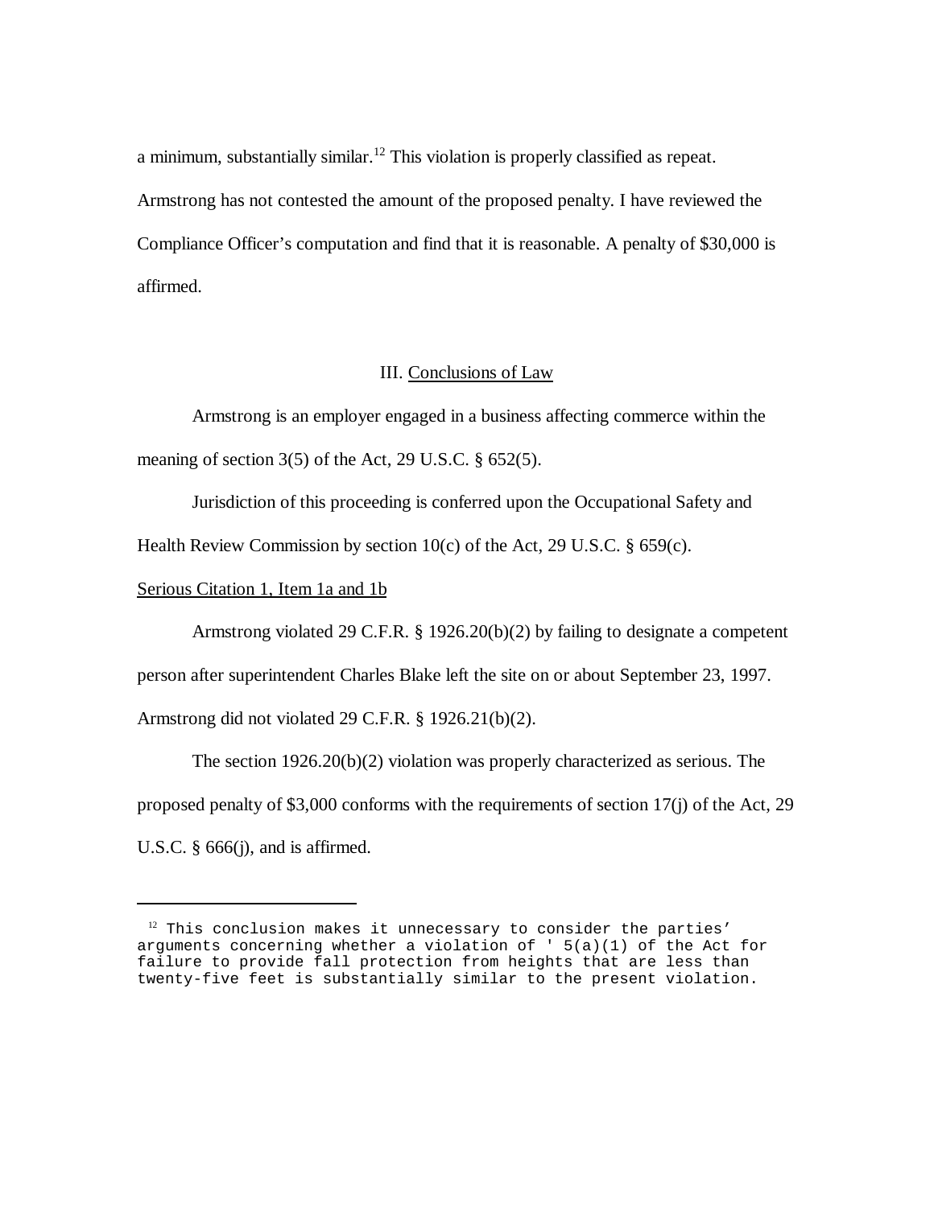a minimum, substantially similar.[12] This violation is properly classified as repeat. Armstrong has not contested the amount of the proposed penalty. I have reviewed the Compliance Officer's computation and find that it is reasonable. A penalty of $30,000 is affirmed.

## III. Conclusions of Law

Armstrong is an employer engaged in a business affecting commerce within the meaning of section 3(5) of the Act, 29 U.S.C. § 652(5).

Jurisdiction of this proceeding is conferred upon the Occupational Safety and Health Review Commission by section 10(c) of the Act, 29 U.S.C. § 659(c).

Serious Citation 1, Item 1a and 1b

Armstrong violated 29 C.F.R. § 1926.20(b)(2) by failing to designate a competent person after superintendent Charles Blake left the site on or about September 23, 1997. Armstrong did not violated 29 C.F.R. § 1926.21(b)(2).

The section 1926.20(b)(2) violation was properly characterized as serious. The proposed penalty of $3,000 conforms with the requirements of section 17(j) of the Act, 29 U.S.C. § 666(j), and is affirmed.

---

[12] This conclusion makes it unnecessary to consider the parties' arguments concerning whether a violation of ' 5(a)(1) of the Act for failure to provide fall protection from heights that are less than twenty-five feet is substantially similar to the present violation.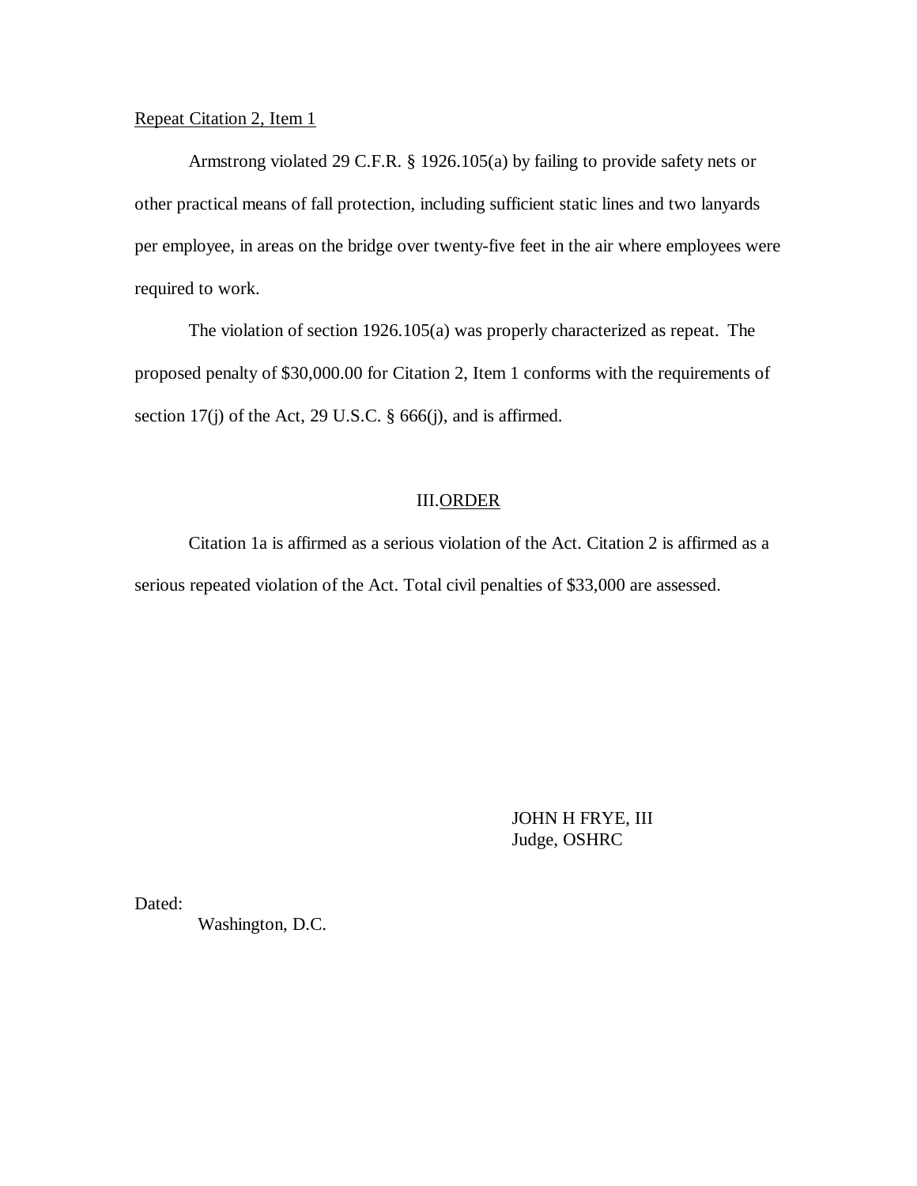<u>Repeat Citation 2, Item 1</u>

Armstrong violated 29 C.F.R. § 1926.105(a) by failing to provide safety nets or other practical means of fall protection, including sufficient static lines and two lanyards per employee, in areas on the bridge over twenty-five feet in the air where employees were required to work.

The violation of section 1926.105(a) was properly characterized as repeat. The proposed penalty of $30,000.00 for Citation 2, Item 1 conforms with the requirements of section 17(j) of the Act, 29 U.S.C. § 666(j), and is affirmed.

## III. ORDER

Citation 1a is affirmed as a serious violation of the Act. Citation 2 is affirmed as a serious repeated violation of the Act. Total civil penalties of $33,000 are assessed.

JOHN H FRYE, III
Judge, OSHRC

Dated:
Washington, D.C.